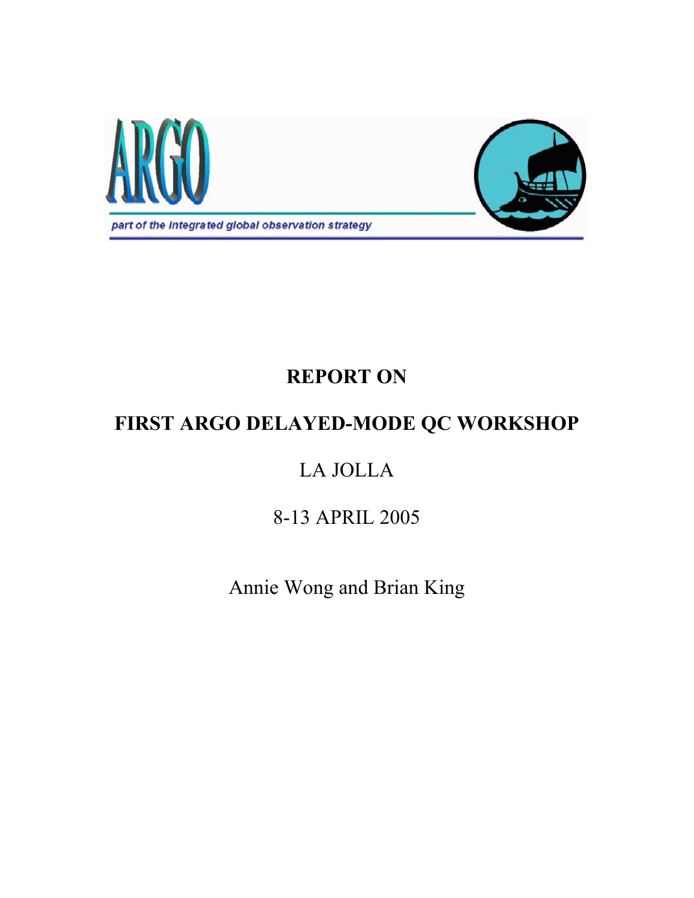ARGO

*part of the integrated global observation strategy*

# REPORT ON

# FIRST ARGO DELAYED-MODE QC WORKSHOP

LA JOLLA

8-13 APRIL 2005

Annie Wong and Brian King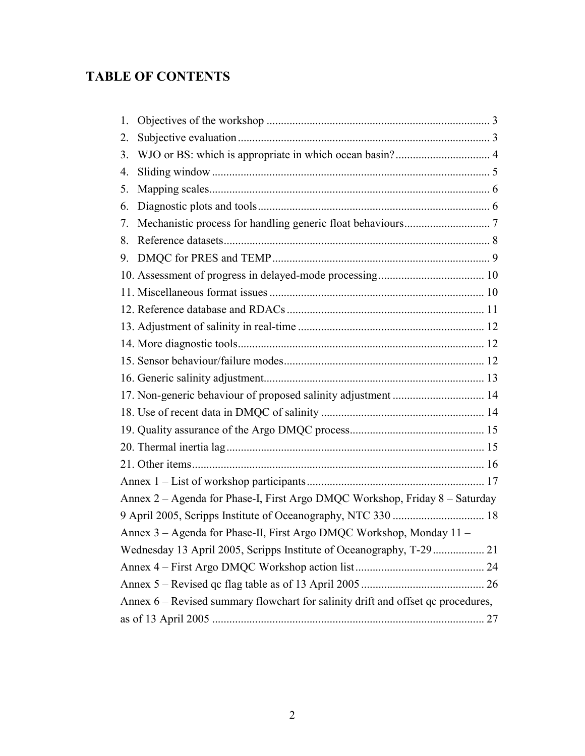# TABLE OF CONTENTS

1. Objectives of the workshop ........................................................................ 3
2. Subjective evaluation ................................................................................ 3
3. WJO or BS: which is appropriate in which ocean basin? ................................. 4
4. Sliding window ......................................................................................... 5
5. Mapping scales ......................................................................................... 6
6. Diagnostic plots and tools .......................................................................... 6
7. Mechanistic process for handling generic float behaviours ............................. 7
8. Reference datasets .................................................................................... 8
9. DMQC for PRES and TEMP ........................................................................ 9
10. Assessment of progress in delayed-mode processing ..................................... 10
11. Miscellaneous format issues ..................................................................... 10
12. Reference database and RDACs ................................................................. 11
13. Adjustment of salinity in real-time ............................................................. 12
14. More diagnostic tools ............................................................................... 12
15. Sensor behaviour/failure modes ................................................................. 12
16. Generic salinity adjustment ....................................................................... 13
17. Non-generic behaviour of proposed salinity adjustment ................................ 14
18. Use of recent data in DMQC of salinity ...................................................... 14
19. Quality assurance of the Argo DMQC process .............................................. 15
20. Thermal inertia lag ................................................................................... 15
21. Other items ............................................................................................. 16

Annex 1 – List of workshop participants ......................................................... 17

Annex 2 – Agenda for Phase-I, First Argo DMQC Workshop, Friday 8 – Saturday 9 April 2005, Scripps Institute of Oceanography, NTC 330 ................................ 18

Annex 3 – Agenda for Phase-II, First Argo DMQC Workshop, Monday 11 – Wednesday 13 April 2005, Scripps Institute of Oceanography, T-29 ................. 21

Annex 4 – First Argo DMQC Workshop action list ........................................... 24

Annex 5 – Revised qc flag table as of 13 April 2005 .......................................... 26

Annex 6 – Revised summary flowchart for salinity drift and offset qc procedures, as of 13 April 2005 ............................................................................... 27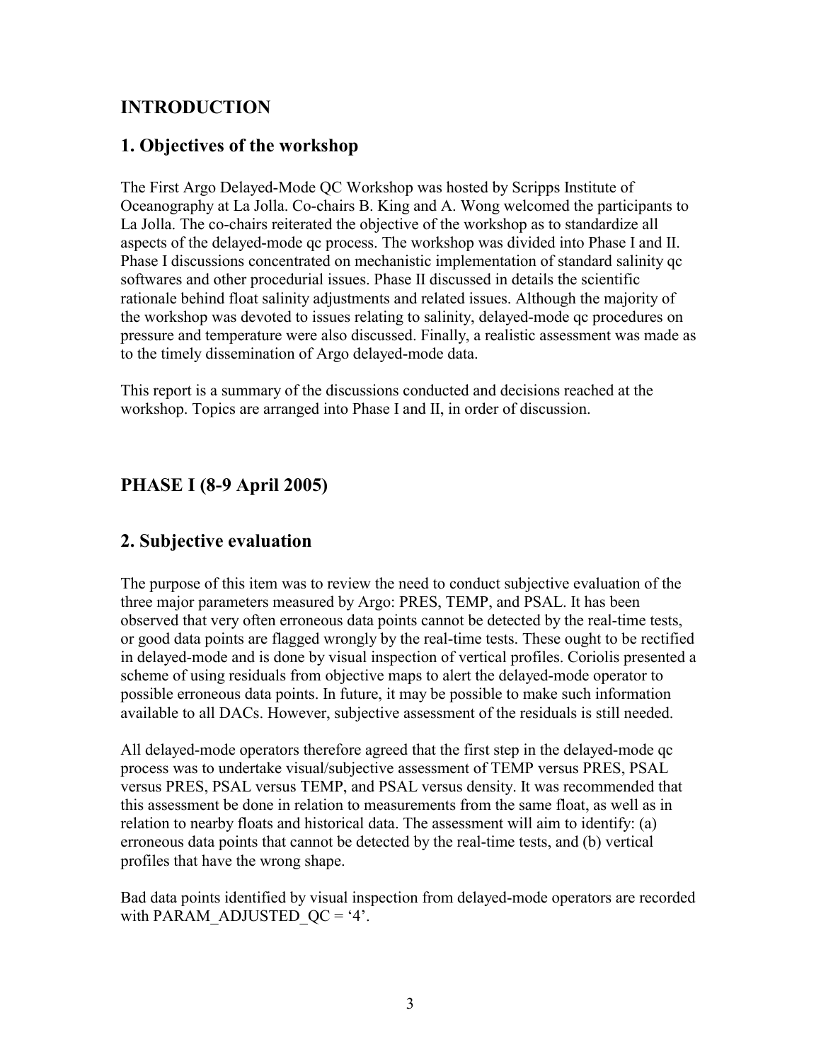# INTRODUCTION

## 1. Objectives of the workshop

The First Argo Delayed-Mode QC Workshop was hosted by Scripps Institute of Oceanography at La Jolla. Co-chairs B. King and A. Wong welcomed the participants to La Jolla. The co-chairs reiterated the objective of the workshop as to standardize all aspects of the delayed-mode qc process. The workshop was divided into Phase I and II. Phase I discussions concentrated on mechanistic implementation of standard salinity qc softwares and other procedurial issues. Phase II discussed in details the scientific rationale behind float salinity adjustments and related issues. Although the majority of the workshop was devoted to issues relating to salinity, delayed-mode qc procedures on pressure and temperature were also discussed. Finally, a realistic assessment was made as to the timely dissemination of Argo delayed-mode data.

This report is a summary of the discussions conducted and decisions reached at the workshop. Topics are arranged into Phase I and II, in order of discussion.

# PHASE I (8-9 April 2005)

## 2. Subjective evaluation

The purpose of this item was to review the need to conduct subjective evaluation of the three major parameters measured by Argo: PRES, TEMP, and PSAL. It has been observed that very often erroneous data points cannot be detected by the real-time tests, or good data points are flagged wrongly by the real-time tests. These ought to be rectified in delayed-mode and is done by visual inspection of vertical profiles. Coriolis presented a scheme of using residuals from objective maps to alert the delayed-mode operator to possible erroneous data points. In future, it may be possible to make such information available to all DACs. However, subjective assessment of the residuals is still needed.

All delayed-mode operators therefore agreed that the first step in the delayed-mode qc process was to undertake visual/subjective assessment of TEMP versus PRES, PSAL versus PRES, PSAL versus TEMP, and PSAL versus density. It was recommended that this assessment be done in relation to measurements from the same float, as well as in relation to nearby floats and historical data. The assessment will aim to identify: (a) erroneous data points that cannot be detected by the real-time tests, and (b) vertical profiles that have the wrong shape.

Bad data points identified by visual inspection from delayed-mode operators are recorded with PARAM_ADJUSTED_QC = '4'.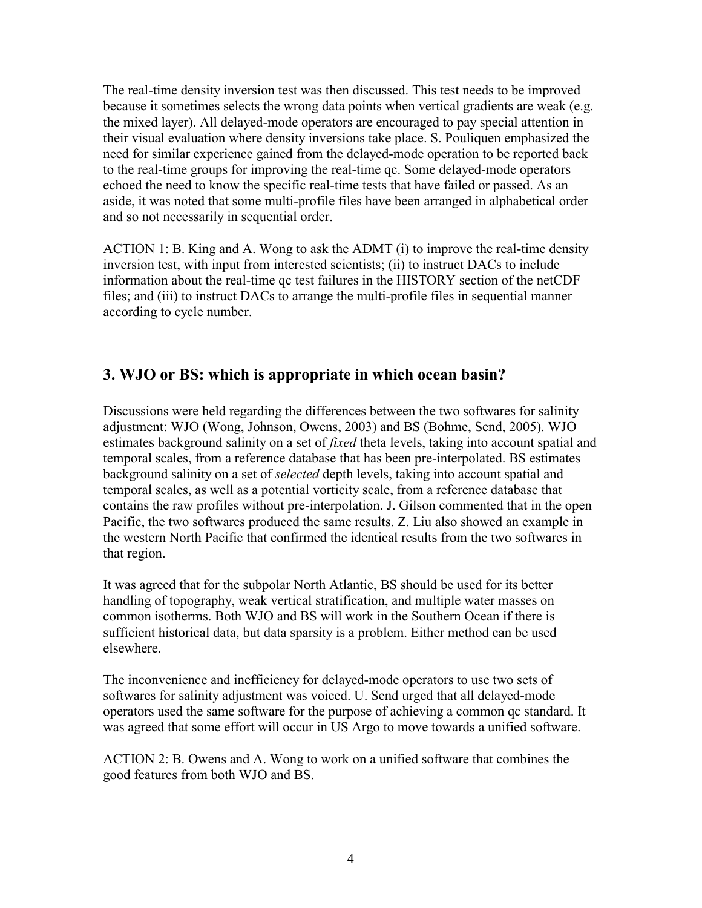The real-time density inversion test was then discussed. This test needs to be improved because it sometimes selects the wrong data points when vertical gradients are weak (e.g. the mixed layer). All delayed-mode operators are encouraged to pay special attention in their visual evaluation where density inversions take place. S. Pouliquen emphasized the need for similar experience gained from the delayed-mode operation to be reported back to the real-time groups for improving the real-time qc. Some delayed-mode operators echoed the need to know the specific real-time tests that have failed or passed. As an aside, it was noted that some multi-profile files have been arranged in alphabetical order and so not necessarily in sequential order.

ACTION 1: B. King and A. Wong to ask the ADMT (i) to improve the real-time density inversion test, with input from interested scientists; (ii) to instruct DACs to include information about the real-time qc test failures in the HISTORY section of the netCDF files; and (iii) to instruct DACs to arrange the multi-profile files in sequential manner according to cycle number.

## 3. WJO or BS: which is appropriate in which ocean basin?

Discussions were held regarding the differences between the two softwares for salinity adjustment: WJO (Wong, Johnson, Owens, 2003) and BS (Bohme, Send, 2005). WJO estimates background salinity on a set of *fixed* theta levels, taking into account spatial and temporal scales, from a reference database that has been pre-interpolated. BS estimates background salinity on a set of *selected* depth levels, taking into account spatial and temporal scales, as well as a potential vorticity scale, from a reference database that contains the raw profiles without pre-interpolation. J. Gilson commented that in the open Pacific, the two softwares produced the same results. Z. Liu also showed an example in the western North Pacific that confirmed the identical results from the two softwares in that region.

It was agreed that for the subpolar North Atlantic, BS should be used for its better handling of topography, weak vertical stratification, and multiple water masses on common isotherms. Both WJO and BS will work in the Southern Ocean if there is sufficient historical data, but data sparsity is a problem. Either method can be used elsewhere.

The inconvenience and inefficiency for delayed-mode operators to use two sets of softwares for salinity adjustment was voiced. U. Send urged that all delayed-mode operators used the same software for the purpose of achieving a common qc standard. It was agreed that some effort will occur in US Argo to move towards a unified software.

ACTION 2: B. Owens and A. Wong to work on a unified software that combines the good features from both WJO and BS.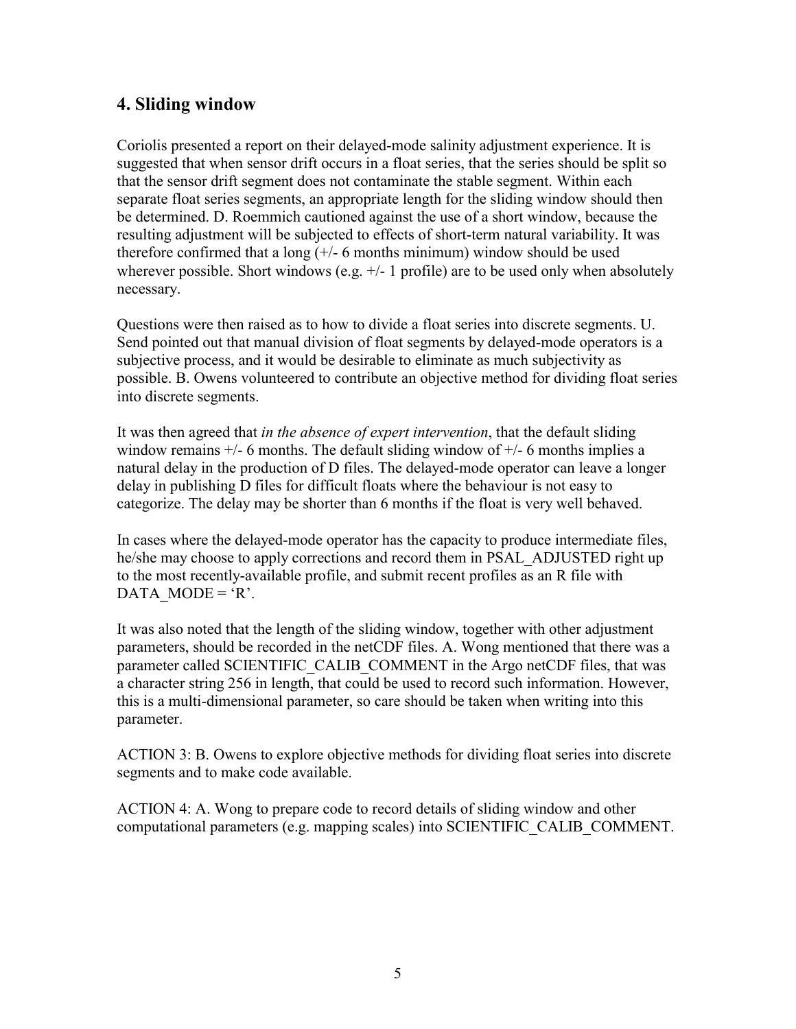## 4. Sliding window

Coriolis presented a report on their delayed-mode salinity adjustment experience. It is suggested that when sensor drift occurs in a float series, that the series should be split so that the sensor drift segment does not contaminate the stable segment. Within each separate float series segments, an appropriate length for the sliding window should then be determined. D. Roemmich cautioned against the use of a short window, because the resulting adjustment will be subjected to effects of short-term natural variability. It was therefore confirmed that a long (+/- 6 months minimum) window should be used wherever possible. Short windows (e.g. +/- 1 profile) are to be used only when absolutely necessary.

Questions were then raised as to how to divide a float series into discrete segments. U. Send pointed out that manual division of float segments by delayed-mode operators is a subjective process, and it would be desirable to eliminate as much subjectivity as possible. B. Owens volunteered to contribute an objective method for dividing float series into discrete segments.

It was then agreed that *in the absence of expert intervention*, that the default sliding window remains +/- 6 months. The default sliding window of +/- 6 months implies a natural delay in the production of D files. The delayed-mode operator can leave a longer delay in publishing D files for difficult floats where the behaviour is not easy to categorize. The delay may be shorter than 6 months if the float is very well behaved.

In cases where the delayed-mode operator has the capacity to produce intermediate files, he/she may choose to apply corrections and record them in PSAL_ADJUSTED right up to the most recently-available profile, and submit recent profiles as an R file with DATA_MODE = 'R'.

It was also noted that the length of the sliding window, together with other adjustment parameters, should be recorded in the netCDF files. A. Wong mentioned that there was a parameter called SCIENTIFIC_CALIB_COMMENT in the Argo netCDF files, that was a character string 256 in length, that could be used to record such information. However, this is a multi-dimensional parameter, so care should be taken when writing into this parameter.

ACTION 3: B. Owens to explore objective methods for dividing float series into discrete segments and to make code available.

ACTION 4: A. Wong to prepare code to record details of sliding window and other computational parameters (e.g. mapping scales) into SCIENTIFIC_CALIB_COMMENT.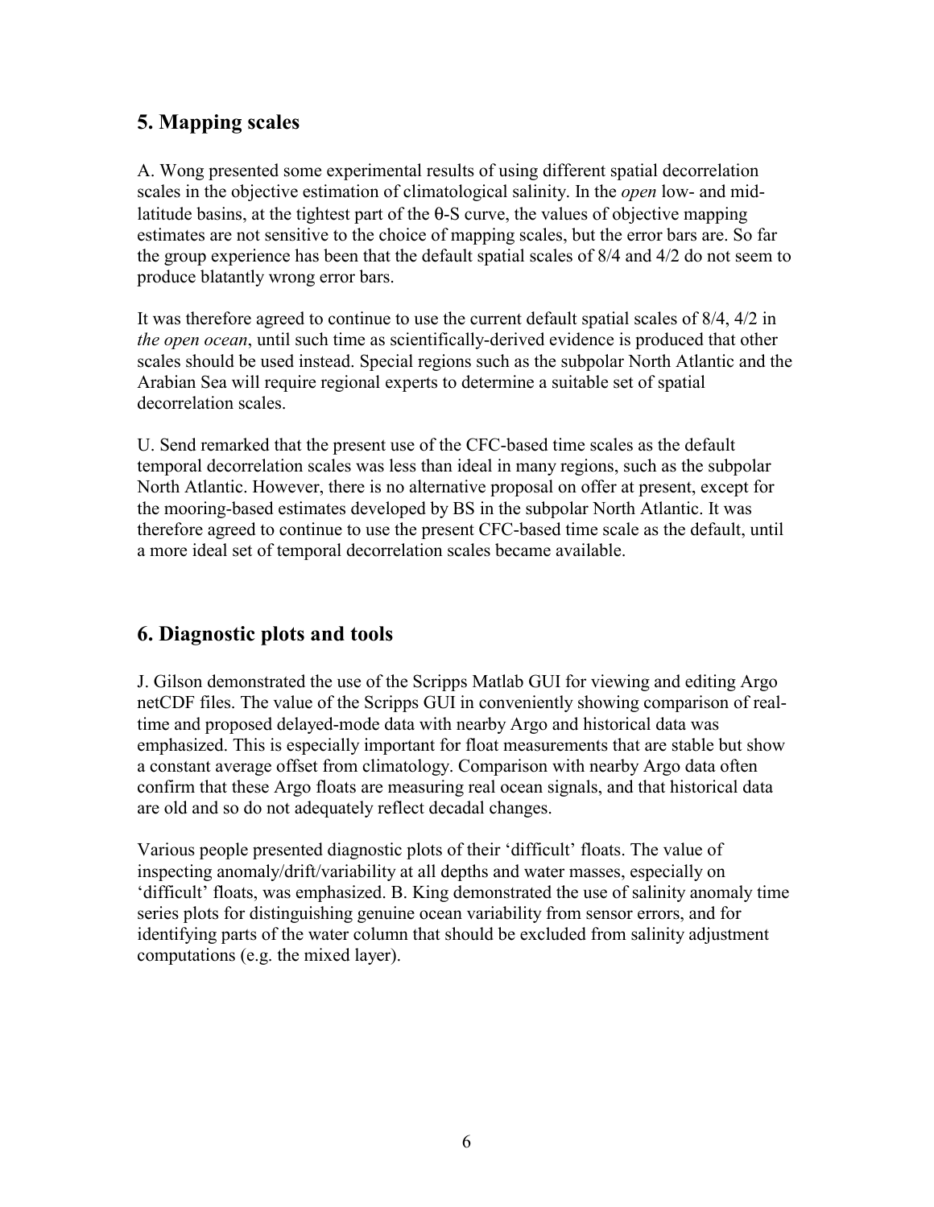## 5. Mapping scales

A. Wong presented some experimental results of using different spatial decorrelation scales in the objective estimation of climatological salinity. In the *open* low- and mid-latitude basins, at the tightest part of the θ-S curve, the values of objective mapping estimates are not sensitive to the choice of mapping scales, but the error bars are. So far the group experience has been that the default spatial scales of 8/4 and 4/2 do not seem to produce blatantly wrong error bars.

It was therefore agreed to continue to use the current default spatial scales of 8/4, 4/2 in *the open ocean*, until such time as scientifically-derived evidence is produced that other scales should be used instead. Special regions such as the subpolar North Atlantic and the Arabian Sea will require regional experts to determine a suitable set of spatial decorrelation scales.

U. Send remarked that the present use of the CFC-based time scales as the default temporal decorrelation scales was less than ideal in many regions, such as the subpolar North Atlantic. However, there is no alternative proposal on offer at present, except for the mooring-based estimates developed by BS in the subpolar North Atlantic. It was therefore agreed to continue to use the present CFC-based time scale as the default, until a more ideal set of temporal decorrelation scales became available.

## 6. Diagnostic plots and tools

J. Gilson demonstrated the use of the Scripps Matlab GUI for viewing and editing Argo netCDF files. The value of the Scripps GUI in conveniently showing comparison of real-time and proposed delayed-mode data with nearby Argo and historical data was emphasized. This is especially important for float measurements that are stable but show a constant average offset from climatology. Comparison with nearby Argo data often confirm that these Argo floats are measuring real ocean signals, and that historical data are old and so do not adequately reflect decadal changes.

Various people presented diagnostic plots of their 'difficult' floats. The value of inspecting anomaly/drift/variability at all depths and water masses, especially on 'difficult' floats, was emphasized. B. King demonstrated the use of salinity anomaly time series plots for distinguishing genuine ocean variability from sensor errors, and for identifying parts of the water column that should be excluded from salinity adjustment computations (e.g. the mixed layer).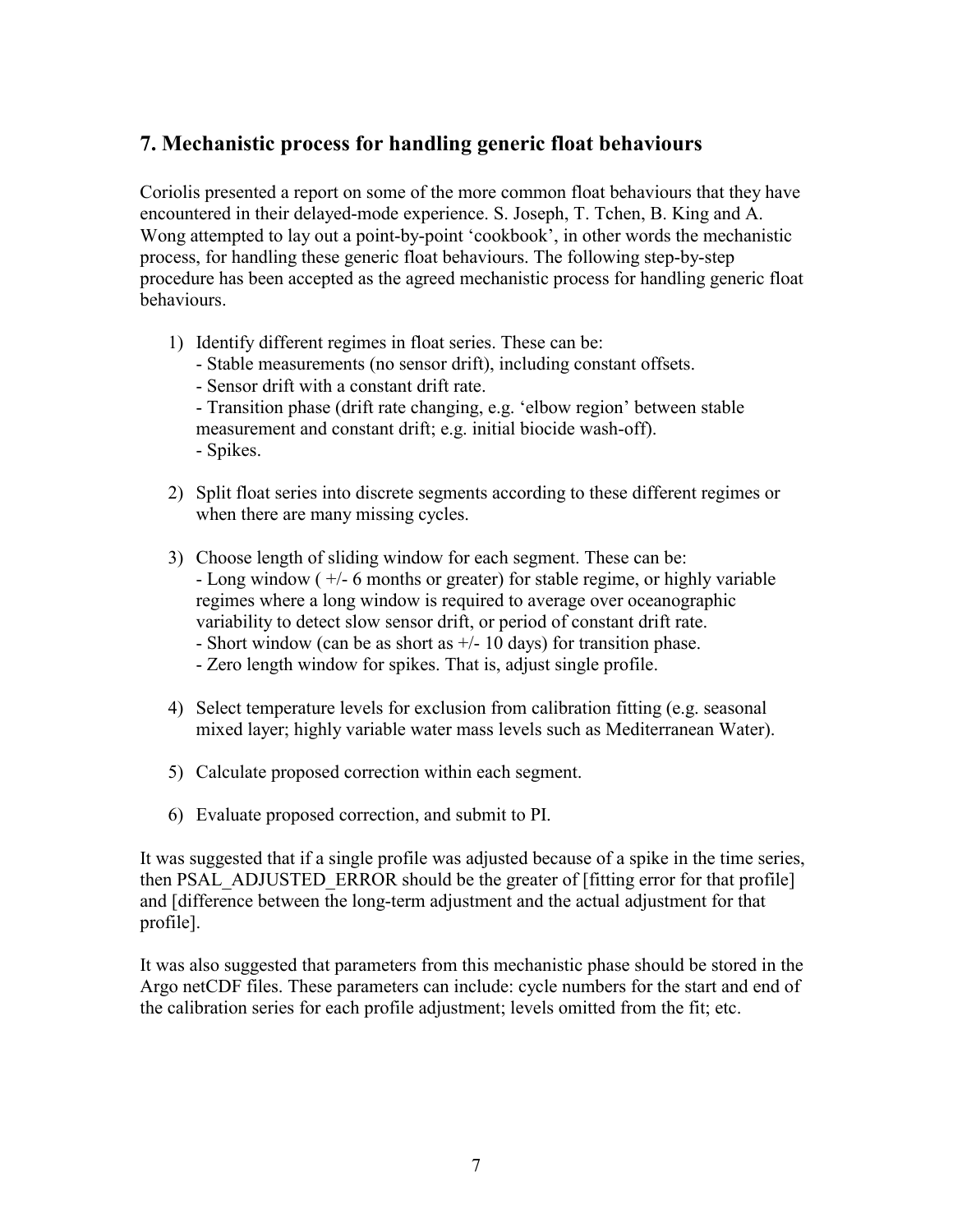## 7. Mechanistic process for handling generic float behaviours

Coriolis presented a report on some of the more common float behaviours that they have encountered in their delayed-mode experience. S. Joseph, T. Tchen, B. King and A. Wong attempted to lay out a point-by-point 'cookbook', in other words the mechanistic process, for handling these generic float behaviours. The following step-by-step procedure has been accepted as the agreed mechanistic process for handling generic float behaviours.

1) Identify different regimes in float series. These can be:
   - Stable measurements (no sensor drift), including constant offsets.
   - Sensor drift with a constant drift rate.
   - Transition phase (drift rate changing, e.g. 'elbow region' between stable measurement and constant drift; e.g. initial biocide wash-off).
   - Spikes.

2) Split float series into discrete segments according to these different regimes or when there are many missing cycles.

3) Choose length of sliding window for each segment. These can be:
   - Long window ( +/- 6 months or greater) for stable regime, or highly variable regimes where a long window is required to average over oceanographic variability to detect slow sensor drift, or period of constant drift rate.
   - Short window (can be as short as +/- 10 days) for transition phase.
   - Zero length window for spikes. That is, adjust single profile.

4) Select temperature levels for exclusion from calibration fitting (e.g. seasonal mixed layer; highly variable water mass levels such as Mediterranean Water).

5) Calculate proposed correction within each segment.

6) Evaluate proposed correction, and submit to PI.

It was suggested that if a single profile was adjusted because of a spike in the time series, then PSAL_ADJUSTED_ERROR should be the greater of [fitting error for that profile] and [difference between the long-term adjustment and the actual adjustment for that profile].

It was also suggested that parameters from this mechanistic phase should be stored in the Argo netCDF files. These parameters can include: cycle numbers for the start and end of the calibration series for each profile adjustment; levels omitted from the fit; etc.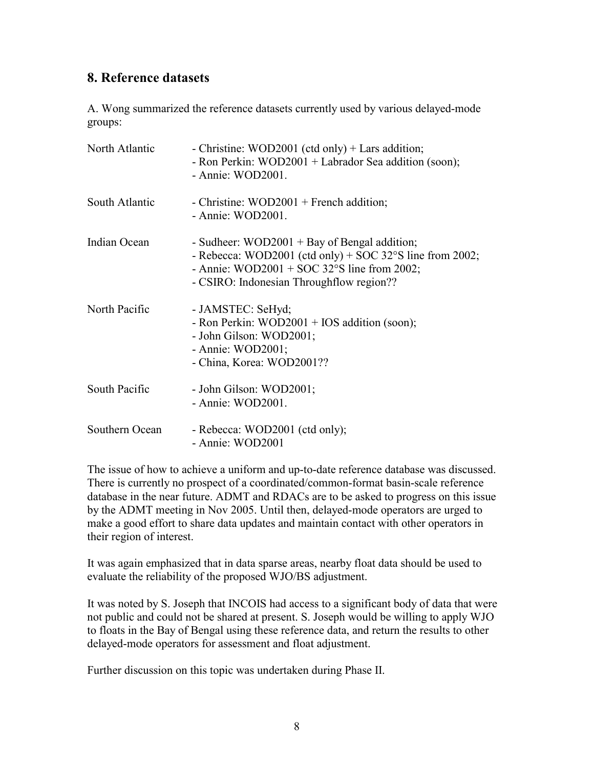## 8. Reference datasets

A. Wong summarized the reference datasets currently used by various delayed-mode groups:

| | |
|---|---|
| North Atlantic | - Christine: WOD2001 (ctd only) + Lars addition;<br>- Ron Perkin: WOD2001 + Labrador Sea addition (soon);<br>- Annie: WOD2001. |
| South Atlantic | - Christine: WOD2001 + French addition;<br>- Annie: WOD2001. |
| Indian Ocean | - Sudheer: WOD2001 + Bay of Bengal addition;<br>- Rebecca: WOD2001 (ctd only) + SOC 32°S line from 2002;<br>- Annie: WOD2001 + SOC 32°S line from 2002;<br>- CSIRO: Indonesian Throughflow region?? |
| North Pacific | - JAMSTEC: SeHyd;<br>- Ron Perkin: WOD2001 + IOS addition (soon);<br>- John Gilson: WOD2001;<br>- Annie: WOD2001;<br>- China, Korea: WOD2001?? |
| South Pacific | - John Gilson: WOD2001;<br>- Annie: WOD2001. |
| Southern Ocean | - Rebecca: WOD2001 (ctd only);<br>- Annie: WOD2001 |

The issue of how to achieve a uniform and up-to-date reference database was discussed. There is currently no prospect of a coordinated/common-format basin-scale reference database in the near future. ADMT and RDACs are to be asked to progress on this issue by the ADMT meeting in Nov 2005. Until then, delayed-mode operators are urged to make a good effort to share data updates and maintain contact with other operators in their region of interest.

It was again emphasized that in data sparse areas, nearby float data should be used to evaluate the reliability of the proposed WJO/BS adjustment.

It was noted by S. Joseph that INCOIS had access to a significant body of data that were not public and could not be shared at present. S. Joseph would be willing to apply WJO to floats in the Bay of Bengal using these reference data, and return the results to other delayed-mode operators for assessment and float adjustment.

Further discussion on this topic was undertaken during Phase II.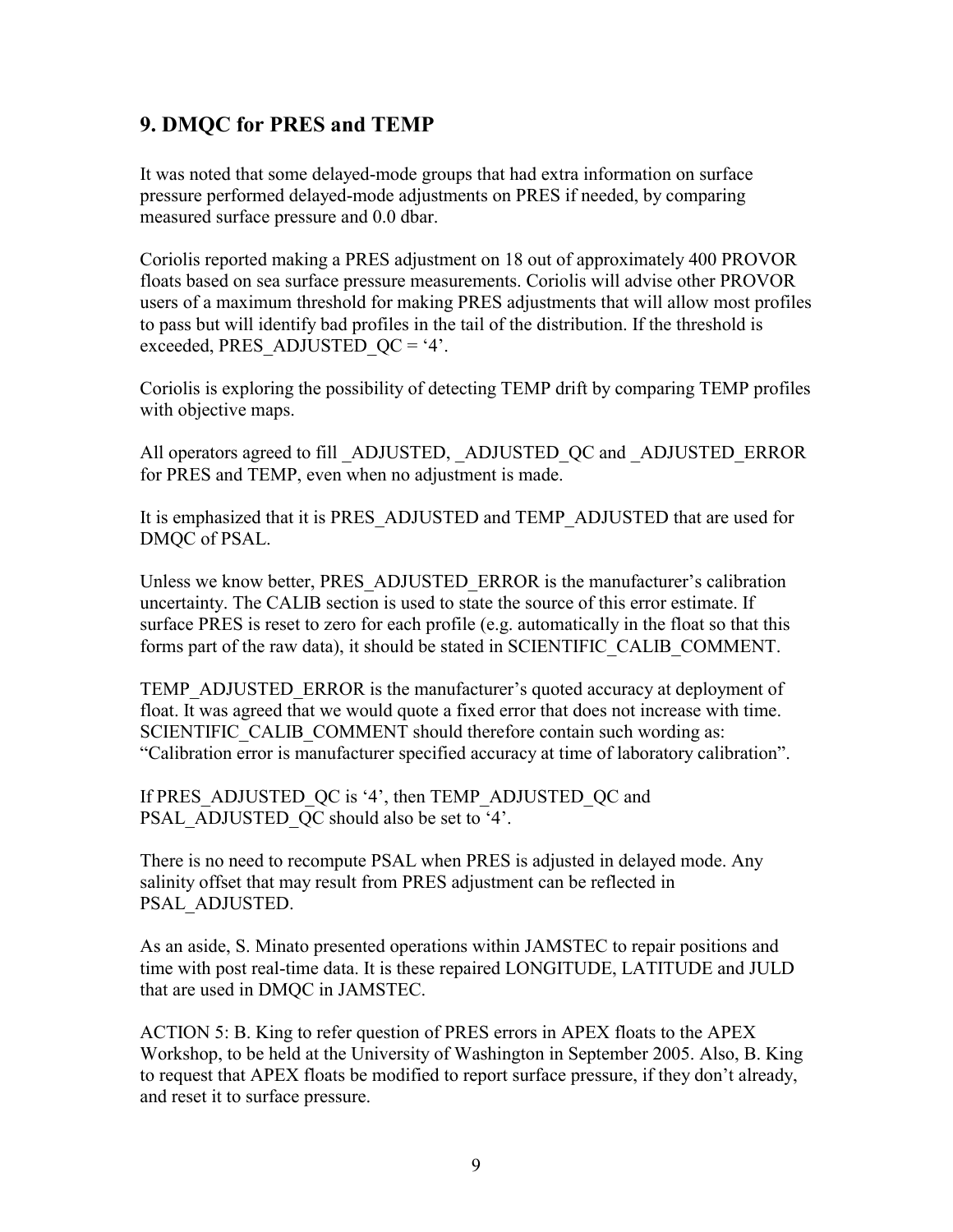## 9. DMQC for PRES and TEMP

It was noted that some delayed-mode groups that had extra information on surface pressure performed delayed-mode adjustments on PRES if needed, by comparing measured surface pressure and 0.0 dbar.

Coriolis reported making a PRES adjustment on 18 out of approximately 400 PROVOR floats based on sea surface pressure measurements. Coriolis will advise other PROVOR users of a maximum threshold for making PRES adjustments that will allow most profiles to pass but will identify bad profiles in the tail of the distribution. If the threshold is exceeded, PRES_ADJUSTED_QC = '4'.

Coriolis is exploring the possibility of detecting TEMP drift by comparing TEMP profiles with objective maps.

All operators agreed to fill _ADJUSTED, _ADJUSTED_QC and _ADJUSTED_ERROR for PRES and TEMP, even when no adjustment is made.

It is emphasized that it is PRES_ADJUSTED and TEMP_ADJUSTED that are used for DMQC of PSAL.

Unless we know better, PRES_ADJUSTED_ERROR is the manufacturer's calibration uncertainty. The CALIB section is used to state the source of this error estimate. If surface PRES is reset to zero for each profile (e.g. automatically in the float so that this forms part of the raw data), it should be stated in SCIENTIFIC_CALIB_COMMENT.

TEMP_ADJUSTED_ERROR is the manufacturer's quoted accuracy at deployment of float. It was agreed that we would quote a fixed error that does not increase with time. SCIENTIFIC_CALIB_COMMENT should therefore contain such wording as: "Calibration error is manufacturer specified accuracy at time of laboratory calibration".

If PRES_ADJUSTED_QC is '4', then TEMP_ADJUSTED_QC and PSAL_ADJUSTED_QC should also be set to '4'.

There is no need to recompute PSAL when PRES is adjusted in delayed mode. Any salinity offset that may result from PRES adjustment can be reflected in PSAL_ADJUSTED.

As an aside, S. Minato presented operations within JAMSTEC to repair positions and time with post real-time data. It is these repaired LONGITUDE, LATITUDE and JULD that are used in DMQC in JAMSTEC.

ACTION 5: B. King to refer question of PRES errors in APEX floats to the APEX Workshop, to be held at the University of Washington in September 2005. Also, B. King to request that APEX floats be modified to report surface pressure, if they don't already, and reset it to surface pressure.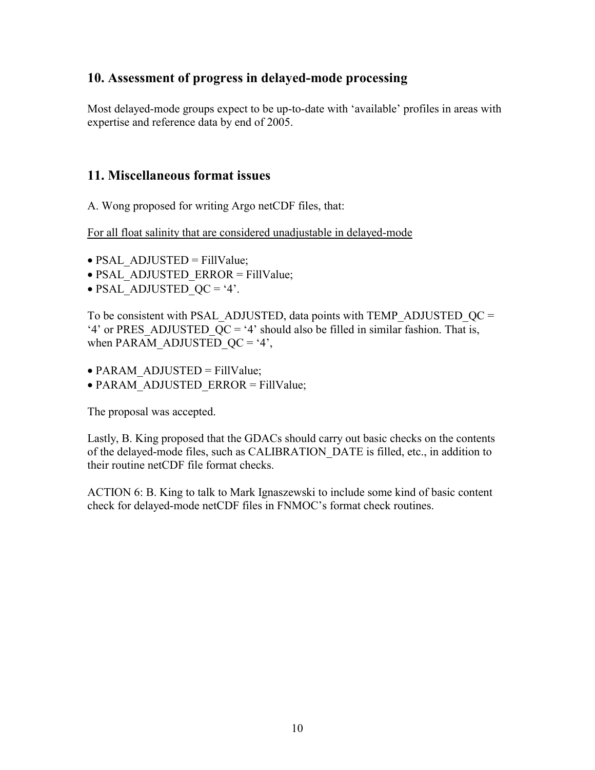## 10. Assessment of progress in delayed-mode processing

Most delayed-mode groups expect to be up-to-date with 'available' profiles in areas with expertise and reference data by end of 2005.

## 11. Miscellaneous format issues

A. Wong proposed for writing Argo netCDF files, that:

<u>For all float salinity that are considered unadjustable in delayed-mode</u>

- PSAL_ADJUSTED = FillValue;
- PSAL_ADJUSTED_ERROR = FillValue;
- PSAL_ADJUSTED_QC = '4'.

To be consistent with PSAL_ADJUSTED, data points with TEMP_ADJUSTED_QC = '4' or PRES_ADJUSTED_QC = '4' should also be filled in similar fashion. That is, when PARAM_ADJUSTED_QC = '4',

- PARAM_ADJUSTED = FillValue;
- PARAM_ADJUSTED_ERROR = FillValue;

The proposal was accepted.

Lastly, B. King proposed that the GDACs should carry out basic checks on the contents of the delayed-mode files, such as CALIBRATION_DATE is filled, etc., in addition to their routine netCDF file format checks.

ACTION 6: B. King to talk to Mark Ignaszewski to include some kind of basic content check for delayed-mode netCDF files in FNMOC's format check routines.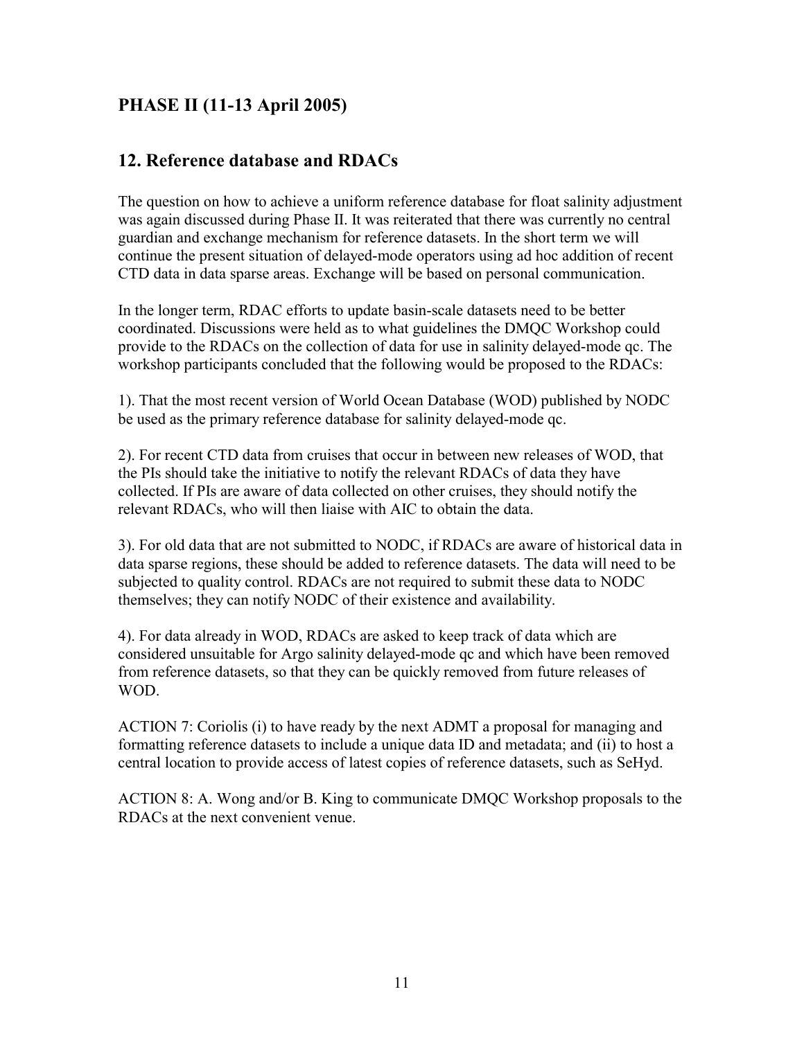## PHASE II (11-13 April 2005)

## 12. Reference database and RDACs

The question on how to achieve a uniform reference database for float salinity adjustment was again discussed during Phase II. It was reiterated that there was currently no central guardian and exchange mechanism for reference datasets. In the short term we will continue the present situation of delayed-mode operators using ad hoc addition of recent CTD data in data sparse areas. Exchange will be based on personal communication.

In the longer term, RDAC efforts to update basin-scale datasets need to be better coordinated. Discussions were held as to what guidelines the DMQC Workshop could provide to the RDACs on the collection of data for use in salinity delayed-mode qc. The workshop participants concluded that the following would be proposed to the RDACs:

1). That the most recent version of World Ocean Database (WOD) published by NODC be used as the primary reference database for salinity delayed-mode qc.

2). For recent CTD data from cruises that occur in between new releases of WOD, that the PIs should take the initiative to notify the relevant RDACs of data they have collected. If PIs are aware of data collected on other cruises, they should notify the relevant RDACs, who will then liaise with AIC to obtain the data.

3). For old data that are not submitted to NODC, if RDACs are aware of historical data in data sparse regions, these should be added to reference datasets. The data will need to be subjected to quality control. RDACs are not required to submit these data to NODC themselves; they can notify NODC of their existence and availability.

4). For data already in WOD, RDACs are asked to keep track of data which are considered unsuitable for Argo salinity delayed-mode qc and which have been removed from reference datasets, so that they can be quickly removed from future releases of WOD.

ACTION 7: Coriolis (i) to have ready by the next ADMT a proposal for managing and formatting reference datasets to include a unique data ID and metadata; and (ii) to host a central location to provide access of latest copies of reference datasets, such as SeHyd.

ACTION 8: A. Wong and/or B. King to communicate DMQC Workshop proposals to the RDACs at the next convenient venue.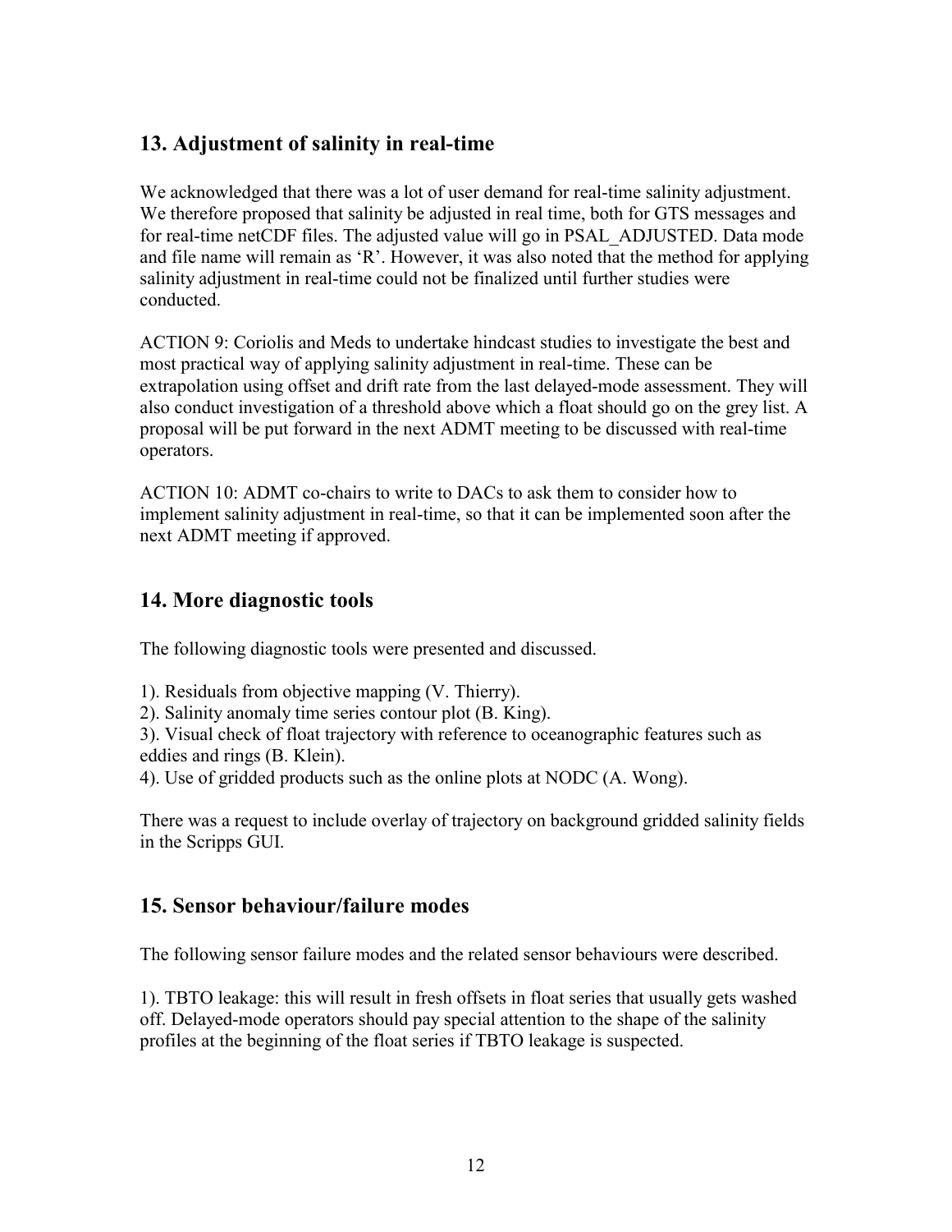## 13. Adjustment of salinity in real-time

We acknowledged that there was a lot of user demand for real-time salinity adjustment. We therefore proposed that salinity be adjusted in real time, both for GTS messages and for real-time netCDF files. The adjusted value will go in PSAL_ADJUSTED. Data mode and file name will remain as 'R'. However, it was also noted that the method for applying salinity adjustment in real-time could not be finalized until further studies were conducted.

ACTION 9: Coriolis and Meds to undertake hindcast studies to investigate the best and most practical way of applying salinity adjustment in real-time. These can be extrapolation using offset and drift rate from the last delayed-mode assessment. They will also conduct investigation of a threshold above which a float should go on the grey list. A proposal will be put forward in the next ADMT meeting to be discussed with real-time operators.

ACTION 10: ADMT co-chairs to write to DACs to ask them to consider how to implement salinity adjustment in real-time, so that it can be implemented soon after the next ADMT meeting if approved.

## 14. More diagnostic tools

The following diagnostic tools were presented and discussed.

1). Residuals from objective mapping (V. Thierry).
2). Salinity anomaly time series contour plot (B. King).
3). Visual check of float trajectory with reference to oceanographic features such as eddies and rings (B. Klein).
4). Use of gridded products such as the online plots at NODC (A. Wong).

There was a request to include overlay of trajectory on background gridded salinity fields in the Scripps GUI.

## 15. Sensor behaviour/failure modes

The following sensor failure modes and the related sensor behaviours were described.

1). TBTO leakage: this will result in fresh offsets in float series that usually gets washed off. Delayed-mode operators should pay special attention to the shape of the salinity profiles at the beginning of the float series if TBTO leakage is suspected.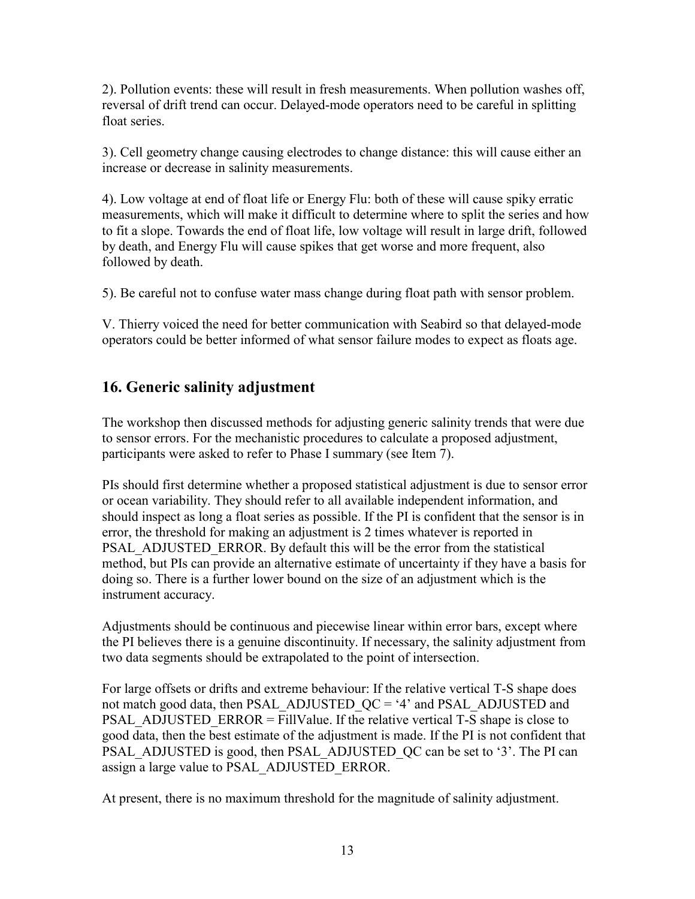2). Pollution events: these will result in fresh measurements. When pollution washes off, reversal of drift trend can occur. Delayed-mode operators need to be careful in splitting float series.

3). Cell geometry change causing electrodes to change distance: this will cause either an increase or decrease in salinity measurements.

4). Low voltage at end of float life or Energy Flu: both of these will cause spiky erratic measurements, which will make it difficult to determine where to split the series and how to fit a slope. Towards the end of float life, low voltage will result in large drift, followed by death, and Energy Flu will cause spikes that get worse and more frequent, also followed by death.

5). Be careful not to confuse water mass change during float path with sensor problem.

V. Thierry voiced the need for better communication with Seabird so that delayed-mode operators could be better informed of what sensor failure modes to expect as floats age.

## 16. Generic salinity adjustment

The workshop then discussed methods for adjusting generic salinity trends that were due to sensor errors. For the mechanistic procedures to calculate a proposed adjustment, participants were asked to refer to Phase I summary (see Item 7).

PIs should first determine whether a proposed statistical adjustment is due to sensor error or ocean variability. They should refer to all available independent information, and should inspect as long a float series as possible. If the PI is confident that the sensor is in error, the threshold for making an adjustment is 2 times whatever is reported in PSAL_ADJUSTED_ERROR. By default this will be the error from the statistical method, but PIs can provide an alternative estimate of uncertainty if they have a basis for doing so. There is a further lower bound on the size of an adjustment which is the instrument accuracy.

Adjustments should be continuous and piecewise linear within error bars, except where the PI believes there is a genuine discontinuity. If necessary, the salinity adjustment from two data segments should be extrapolated to the point of intersection.

For large offsets or drifts and extreme behaviour: If the relative vertical T-S shape does not match good data, then PSAL_ADJUSTED_QC = '4' and PSAL_ADJUSTED and PSAL_ADJUSTED_ERROR = FillValue. If the relative vertical T-S shape is close to good data, then the best estimate of the adjustment is made. If the PI is not confident that PSAL_ADJUSTED is good, then PSAL_ADJUSTED_QC can be set to '3'. The PI can assign a large value to PSAL_ADJUSTED_ERROR.

At present, there is no maximum threshold for the magnitude of salinity adjustment.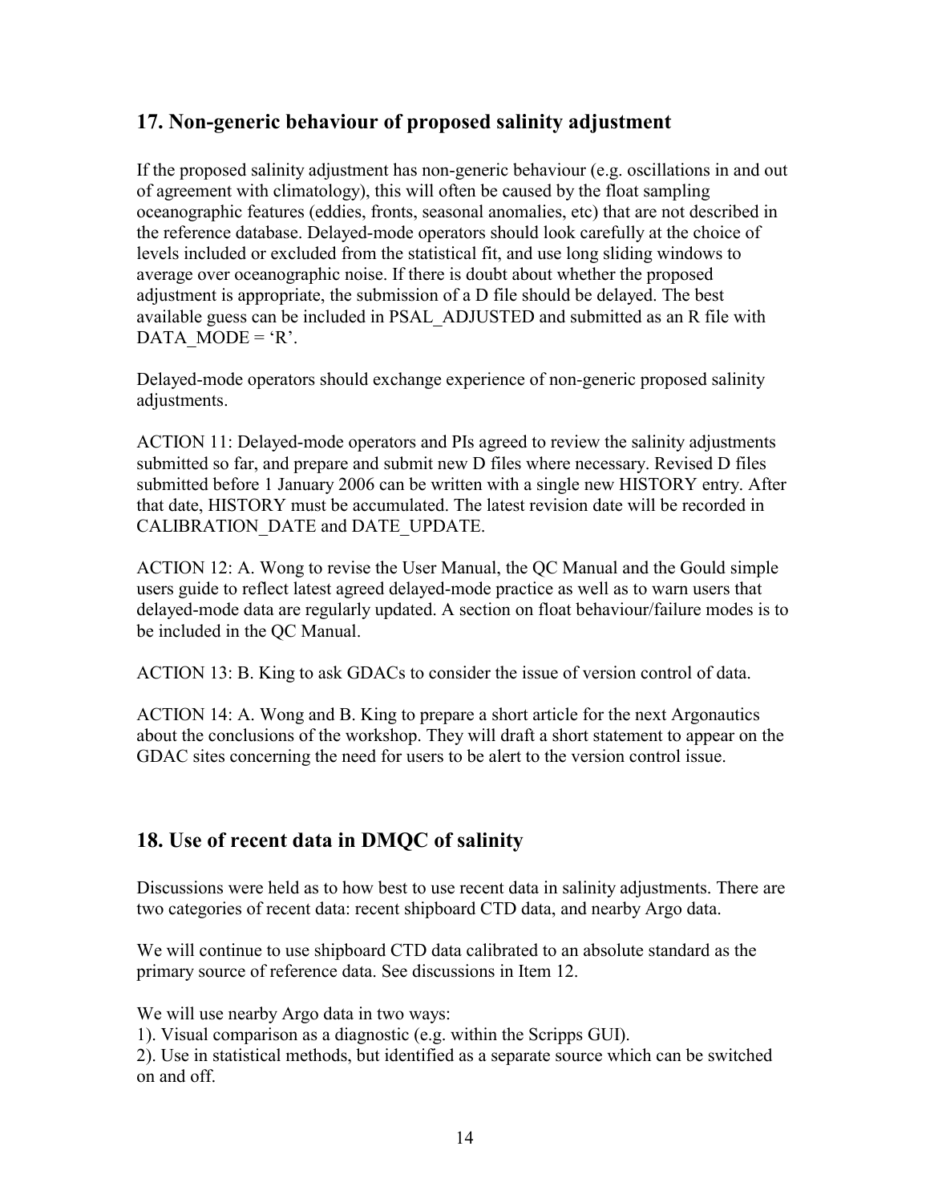## 17. Non-generic behaviour of proposed salinity adjustment

If the proposed salinity adjustment has non-generic behaviour (e.g. oscillations in and out of agreement with climatology), this will often be caused by the float sampling oceanographic features (eddies, fronts, seasonal anomalies, etc) that are not described in the reference database. Delayed-mode operators should look carefully at the choice of levels included or excluded from the statistical fit, and use long sliding windows to average over oceanographic noise. If there is doubt about whether the proposed adjustment is appropriate, the submission of a D file should be delayed. The best available guess can be included in PSAL_ADJUSTED and submitted as an R file with DATA_MODE = 'R'.

Delayed-mode operators should exchange experience of non-generic proposed salinity adjustments.

ACTION 11: Delayed-mode operators and PIs agreed to review the salinity adjustments submitted so far, and prepare and submit new D files where necessary. Revised D files submitted before 1 January 2006 can be written with a single new HISTORY entry. After that date, HISTORY must be accumulated. The latest revision date will be recorded in CALIBRATION_DATE and DATE_UPDATE.

ACTION 12: A. Wong to revise the User Manual, the QC Manual and the Gould simple users guide to reflect latest agreed delayed-mode practice as well as to warn users that delayed-mode data are regularly updated. A section on float behaviour/failure modes is to be included in the QC Manual.

ACTION 13: B. King to ask GDACs to consider the issue of version control of data.

ACTION 14: A. Wong and B. King to prepare a short article for the next Argonautics about the conclusions of the workshop. They will draft a short statement to appear on the GDAC sites concerning the need for users to be alert to the version control issue.

## 18. Use of recent data in DMQC of salinity

Discussions were held as to how best to use recent data in salinity adjustments. There are two categories of recent data: recent shipboard CTD data, and nearby Argo data.

We will continue to use shipboard CTD data calibrated to an absolute standard as the primary source of reference data. See discussions in Item 12.

We will use nearby Argo data in two ways:

1). Visual comparison as a diagnostic (e.g. within the Scripps GUI).

2). Use in statistical methods, but identified as a separate source which can be switched on and off.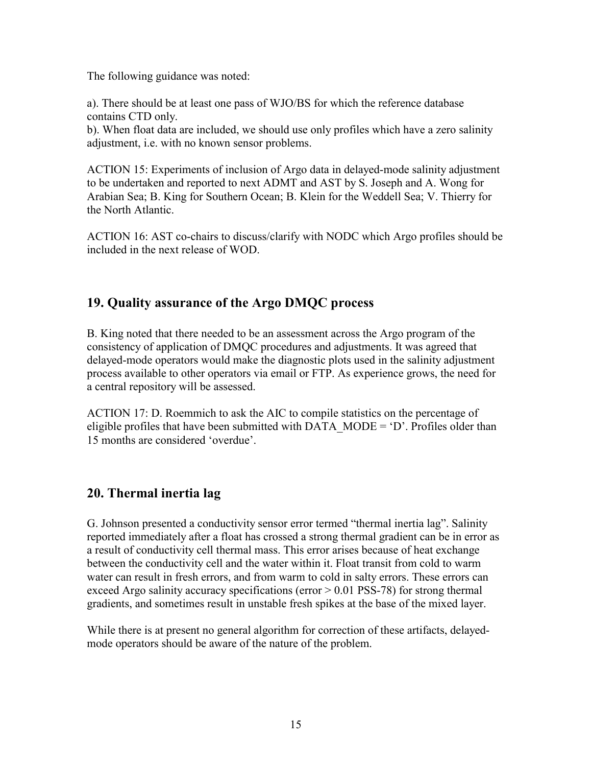The following guidance was noted:

a). There should be at least one pass of WJO/BS for which the reference database contains CTD only.
b). When float data are included, we should use only profiles which have a zero salinity adjustment, i.e. with no known sensor problems.

ACTION 15: Experiments of inclusion of Argo data in delayed-mode salinity adjustment to be undertaken and reported to next ADMT and AST by S. Joseph and A. Wong for Arabian Sea; B. King for Southern Ocean; B. Klein for the Weddell Sea; V. Thierry for the North Atlantic.

ACTION 16: AST co-chairs to discuss/clarify with NODC which Argo profiles should be included in the next release of WOD.

## 19. Quality assurance of the Argo DMQC process

B. King noted that there needed to be an assessment across the Argo program of the consistency of application of DMQC procedures and adjustments. It was agreed that delayed-mode operators would make the diagnostic plots used in the salinity adjustment process available to other operators via email or FTP. As experience grows, the need for a central repository will be assessed.

ACTION 17: D. Roemmich to ask the AIC to compile statistics on the percentage of eligible profiles that have been submitted with DATA_MODE = 'D'. Profiles older than 15 months are considered 'overdue'.

## 20. Thermal inertia lag

G. Johnson presented a conductivity sensor error termed "thermal inertia lag". Salinity reported immediately after a float has crossed a strong thermal gradient can be in error as a result of conductivity cell thermal mass. This error arises because of heat exchange between the conductivity cell and the water within it. Float transit from cold to warm water can result in fresh errors, and from warm to cold in salty errors. These errors can exceed Argo salinity accuracy specifications (error > 0.01 PSS-78) for strong thermal gradients, and sometimes result in unstable fresh spikes at the base of the mixed layer.

While there is at present no general algorithm for correction of these artifacts, delayed-mode operators should be aware of the nature of the problem.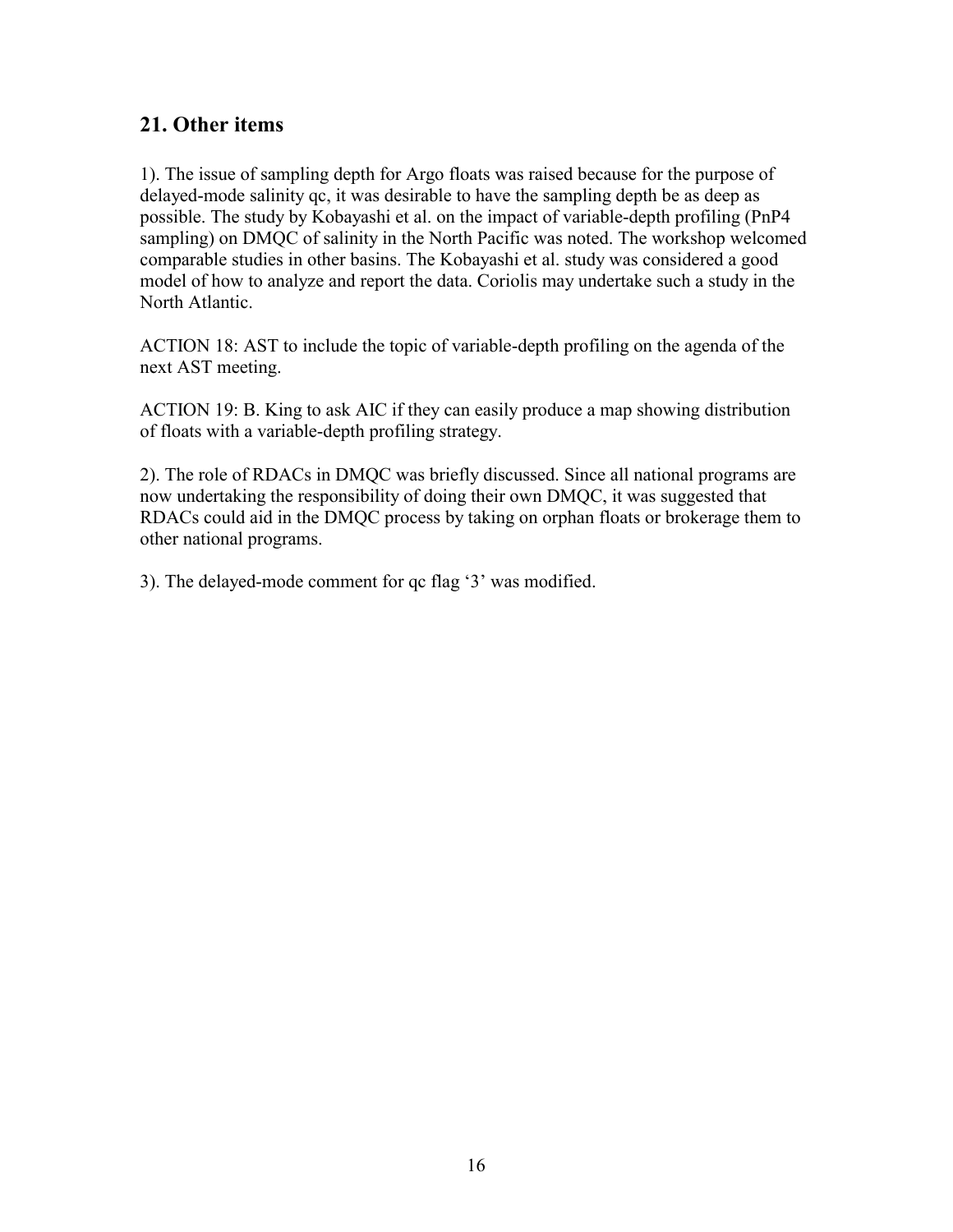## 21. Other items

1). The issue of sampling depth for Argo floats was raised because for the purpose of delayed-mode salinity qc, it was desirable to have the sampling depth be as deep as possible. The study by Kobayashi et al. on the impact of variable-depth profiling (PnP4 sampling) on DMQC of salinity in the North Pacific was noted. The workshop welcomed comparable studies in other basins. The Kobayashi et al. study was considered a good model of how to analyze and report the data. Coriolis may undertake such a study in the North Atlantic.

ACTION 18: AST to include the topic of variable-depth profiling on the agenda of the next AST meeting.

ACTION 19: B. King to ask AIC if they can easily produce a map showing distribution of floats with a variable-depth profiling strategy.

2). The role of RDACs in DMQC was briefly discussed. Since all national programs are now undertaking the responsibility of doing their own DMQC, it was suggested that RDACs could aid in the DMQC process by taking on orphan floats or brokerage them to other national programs.

3). The delayed-mode comment for qc flag '3' was modified.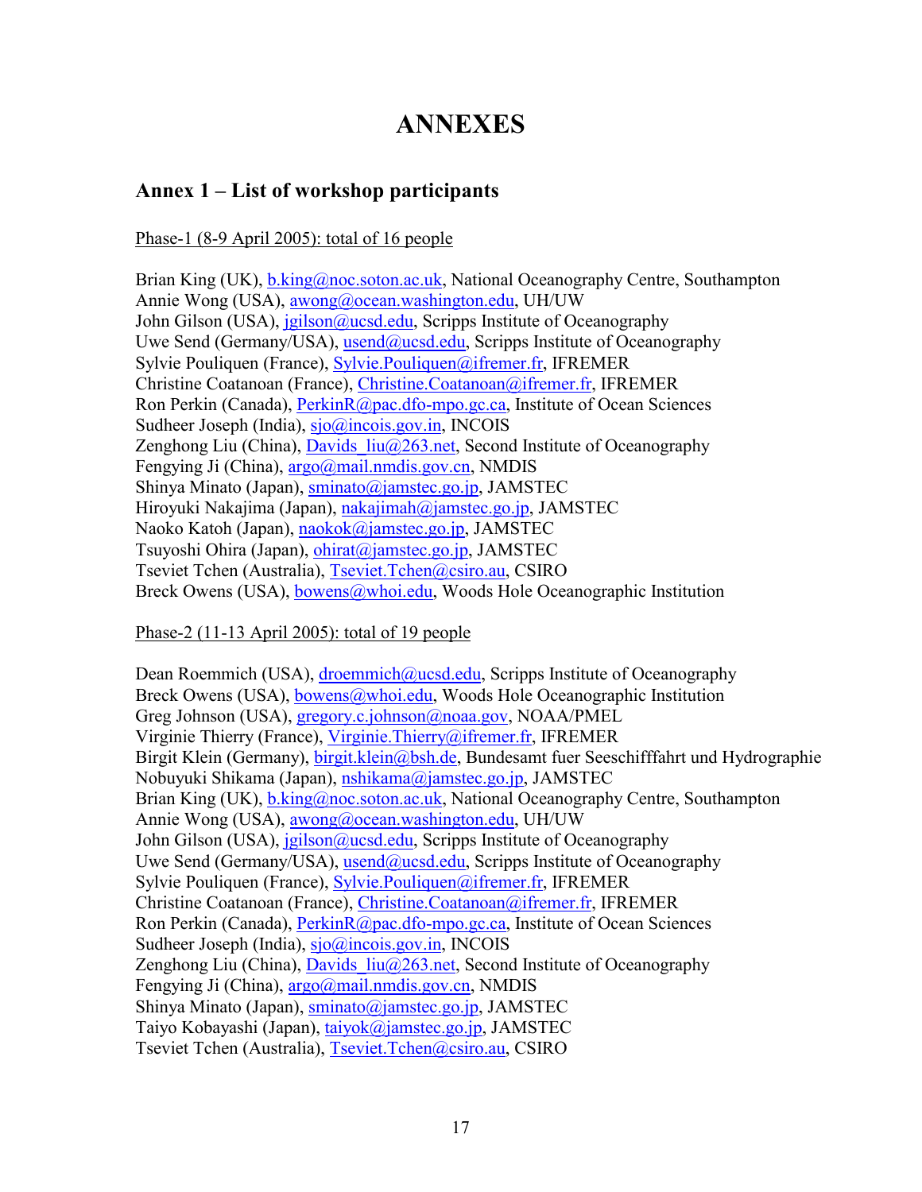# ANNEXES

## Annex 1 – List of workshop participants

Phase-1 (8-9 April 2005): total of 16 people

Brian King (UK), b.king@noc.soton.ac.uk, National Oceanography Centre, Southampton
Annie Wong (USA), awong@ocean.washington.edu, UH/UW
John Gilson (USA), jgilson@ucsd.edu, Scripps Institute of Oceanography
Uwe Send (Germany/USA), usend@ucsd.edu, Scripps Institute of Oceanography
Sylvie Pouliquen (France), Sylvie.Pouliquen@ifremer.fr, IFREMER
Christine Coatanoan (France), Christine.Coatanoan@ifremer.fr, IFREMER
Ron Perkin (Canada), PerkinR@pac.dfo-mpo.gc.ca, Institute of Ocean Sciences
Sudheer Joseph (India), sjo@incois.gov.in, INCOIS
Zenghong Liu (China), Davids_liu@263.net, Second Institute of Oceanography
Fengying Ji (China), argo@mail.nmdis.gov.cn, NMDIS
Shinya Minato (Japan), sminato@jamstec.go.jp, JAMSTEC
Hiroyuki Nakajima (Japan), nakajimah@jamstec.go.jp, JAMSTEC
Naoko Katoh (Japan), naokok@jamstec.go.jp, JAMSTEC
Tsuyoshi Ohira (Japan), ohirat@jamstec.go.jp, JAMSTEC
Tseviet Tchen (Australia), Tseviet.Tchen@csiro.au, CSIRO
Breck Owens (USA), bowens@whoi.edu, Woods Hole Oceanographic Institution

Phase-2 (11-13 April 2005): total of 19 people

Dean Roemmich (USA), droemmich@ucsd.edu, Scripps Institute of Oceanography
Breck Owens (USA), bowens@whoi.edu, Woods Hole Oceanographic Institution
Greg Johnson (USA), gregory.c.johnson@noaa.gov, NOAA/PMEL
Virginie Thierry (France), Virginie.Thierry@ifremer.fr, IFREMER
Birgit Klein (Germany), birgit.klein@bsh.de, Bundesamt fuer Seeschifffahrt und Hydrographie
Nobuyuki Shikama (Japan), nshikama@jamstec.go.jp, JAMSTEC
Brian King (UK), b.king@noc.soton.ac.uk, National Oceanography Centre, Southampton
Annie Wong (USA), awong@ocean.washington.edu, UH/UW
John Gilson (USA), jgilson@ucsd.edu, Scripps Institute of Oceanography
Uwe Send (Germany/USA), usend@ucsd.edu, Scripps Institute of Oceanography
Sylvie Pouliquen (France), Sylvie.Pouliquen@ifremer.fr, IFREMER
Christine Coatanoan (France), Christine.Coatanoan@ifremer.fr, IFREMER
Ron Perkin (Canada), PerkinR@pac.dfo-mpo.gc.ca, Institute of Ocean Sciences
Sudheer Joseph (India), sjo@incois.gov.in, INCOIS
Zenghong Liu (China), Davids_liu@263.net, Second Institute of Oceanography
Fengying Ji (China), argo@mail.nmdis.gov.cn, NMDIS
Shinya Minato (Japan), sminato@jamstec.go.jp, JAMSTEC
Taiyo Kobayashi (Japan), taiyok@jamstec.go.jp, JAMSTEC
Tseviet Tchen (Australia), Tseviet.Tchen@csiro.au, CSIRO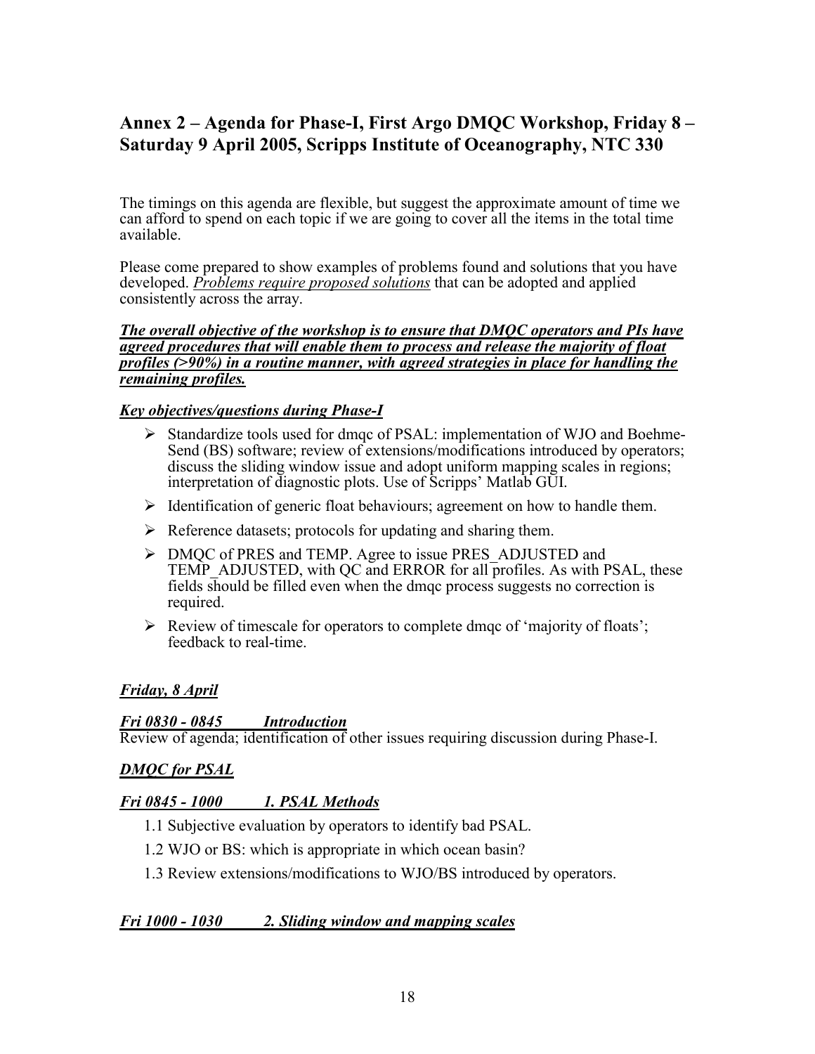## Annex 2 – Agenda for Phase-I, First Argo DMQC Workshop, Friday 8 – Saturday 9 April 2005, Scripps Institute of Oceanography, NTC 330

The timings on this agenda are flexible, but suggest the approximate amount of time we can afford to spend on each topic if we are going to cover all the items in the total time available.

Please come prepared to show examples of problems found and solutions that you have developed. *Problems require proposed solutions* that can be adopted and applied consistently across the array.

***The overall objective of the workshop is to ensure that DMQC operators and PIs have agreed procedures that will enable them to process and release the majority of float profiles (>90%) in a routine manner, with agreed strategies in place for handling the remaining profiles.***

***Key objectives/questions during Phase-I***

- Standardize tools used for dmqc of PSAL: implementation of WJO and Boehme-Send (BS) software; review of extensions/modifications introduced by operators; discuss the sliding window issue and adopt uniform mapping scales in regions; interpretation of diagnostic plots. Use of Scripps' Matlab GUI.
- Identification of generic float behaviours; agreement on how to handle them.
- Reference datasets; protocols for updating and sharing them.
- DMQC of PRES and TEMP. Agree to issue PRES_ADJUSTED and TEMP_ADJUSTED, with QC and ERROR for all profiles. As with PSAL, these fields should be filled even when the dmqc process suggests no correction is required.
- Review of timescale for operators to complete dmqc of 'majority of floats'; feedback to real-time.

***Friday, 8 April***

***Fri 0830 - 0845 Introduction***

Review of agenda; identification of other issues requiring discussion during Phase-I.

***DMQC for PSAL***

***Fri 0845 - 1000 1. PSAL Methods***

1.1 Subjective evaluation by operators to identify bad PSAL.

1.2 WJO or BS: which is appropriate in which ocean basin?

1.3 Review extensions/modifications to WJO/BS introduced by operators.

***Fri 1000 - 1030 2. Sliding window and mapping scales***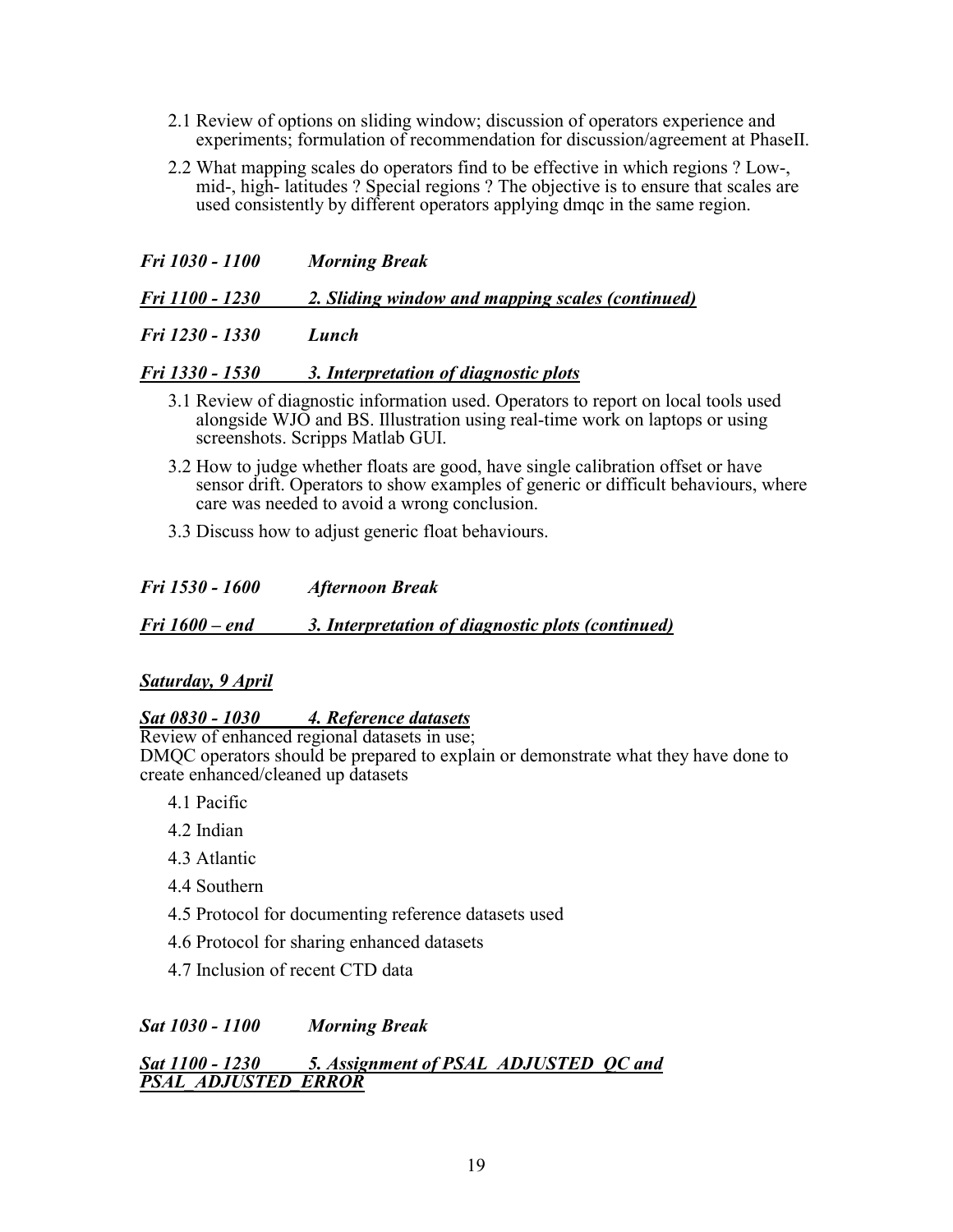2.1 Review of options on sliding window; discussion of operators experience and experiments; formulation of recommendation for discussion/agreement at PhaseII.

2.2 What mapping scales do operators find to be effective in which regions ? Low-, mid-, high- latitudes ? Special regions ? The objective is to ensure that scales are used consistently by different operators applying dmqc in the same region.

***Fri 1030 - 1100 Morning Break***

***Fri 1100 - 1230 2. Sliding window and mapping scales (continued)***

***Fri 1230 - 1330 Lunch***

***Fri 1330 - 1530 3. Interpretation of diagnostic plots***

3.1 Review of diagnostic information used. Operators to report on local tools used alongside WJO and BS. Illustration using real-time work on laptops or using screenshots. Scripps Matlab GUI.

3.2 How to judge whether floats are good, have single calibration offset or have sensor drift. Operators to show examples of generic or difficult behaviours, where care was needed to avoid a wrong conclusion.

3.3 Discuss how to adjust generic float behaviours.

***Fri 1530 - 1600 Afternoon Break***

***Fri 1600 – end 3. Interpretation of diagnostic plots (continued)***

***Saturday, 9 April***

***Sat 0830 - 1030 4. Reference datasets***

Review of enhanced regional datasets in use;
DMQC operators should be prepared to explain or demonstrate what they have done to create enhanced/cleaned up datasets

4.1 Pacific

4.2 Indian

4.3 Atlantic

4.4 Southern

4.5 Protocol for documenting reference datasets used

4.6 Protocol for sharing enhanced datasets

4.7 Inclusion of recent CTD data

***Sat 1030 - 1100 Morning Break***

***Sat 1100 - 1230 5. Assignment of PSAL_ADJUSTED_QC and PSAL_ADJUSTED_ERROR***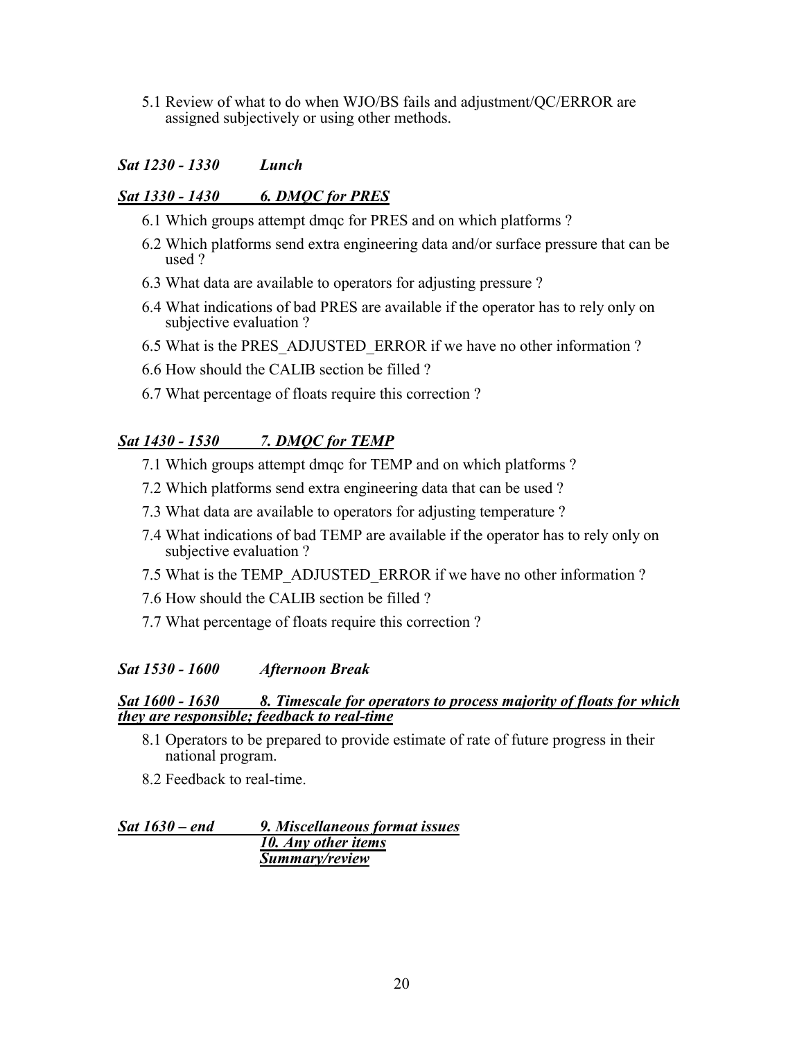5.1 Review of what to do when WJO/BS fails and adjustment/QC/ERROR are assigned subjectively or using other methods.

***Sat 1230 - 1330 Lunch***

***Sat 1330 - 1430 6. DMQC for PRES***

6.1 Which groups attempt dmqc for PRES and on which platforms ?

6.2 Which platforms send extra engineering data and/or surface pressure that can be used ?

6.3 What data are available to operators for adjusting pressure ?

6.4 What indications of bad PRES are available if the operator has to rely only on subjective evaluation ?

6.5 What is the PRES_ADJUSTED_ERROR if we have no other information ?

6.6 How should the CALIB section be filled ?

6.7 What percentage of floats require this correction ?

***Sat 1430 - 1530 7. DMQC for TEMP***

7.1 Which groups attempt dmqc for TEMP and on which platforms ?

7.2 Which platforms send extra engineering data that can be used ?

7.3 What data are available to operators for adjusting temperature ?

7.4 What indications of bad TEMP are available if the operator has to rely only on subjective evaluation ?

7.5 What is the TEMP_ADJUSTED_ERROR if we have no other information ?

7.6 How should the CALIB section be filled ?

7.7 What percentage of floats require this correction ?

***Sat 1530 - 1600 Afternoon Break***

***Sat 1600 - 1630 8. Timescale for operators to process majority of floats for which they are responsible; feedback to real-time***

8.1 Operators to be prepared to provide estimate of rate of future progress in their national program.

8.2 Feedback to real-time.

***Sat 1630 – end 9. Miscellaneous format issues***

***10. Any other items***

***Summary/review***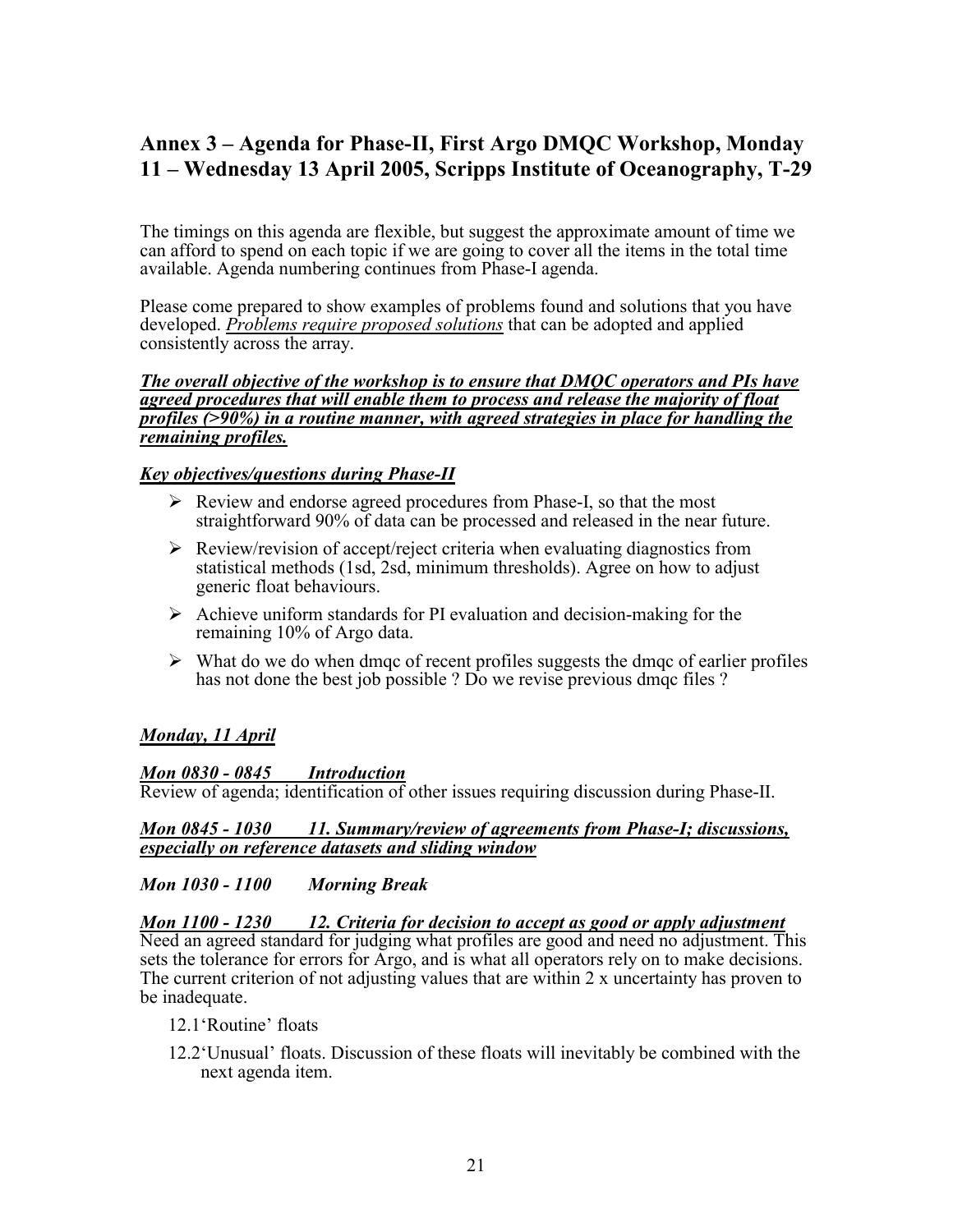## Annex 3 – Agenda for Phase-II, First Argo DMQC Workshop, Monday 11 – Wednesday 13 April 2005, Scripps Institute of Oceanography, T-29

The timings on this agenda are flexible, but suggest the approximate amount of time we can afford to spend on each topic if we are going to cover all the items in the total time available. Agenda numbering continues from Phase-I agenda.

Please come prepared to show examples of problems found and solutions that you have developed. *Problems require proposed solutions* that can be adopted and applied consistently across the array.

***The overall objective of the workshop is to ensure that DMQC operators and PIs have agreed procedures that will enable them to process and release the majority of float profiles (>90%) in a routine manner, with agreed strategies in place for handling the remaining profiles.***

***Key objectives/questions during Phase-II***

- Review and endorse agreed procedures from Phase-I, so that the most straightforward 90% of data can be processed and released in the near future.
- Review/revision of accept/reject criteria when evaluating diagnostics from statistical methods (1sd, 2sd, minimum thresholds). Agree on how to adjust generic float behaviours.
- Achieve uniform standards for PI evaluation and decision-making for the remaining 10% of Argo data.
- What do we do when dmqc of recent profiles suggests the dmqc of earlier profiles has not done the best job possible ? Do we revise previous dmqc files ?

***Monday, 11 April***

***Mon 0830 - 0845 Introduction***

Review of agenda; identification of other issues requiring discussion during Phase-II.

***Mon 0845 - 1030 11. Summary/review of agreements from Phase-I; discussions, especially on reference datasets and sliding window***

***Mon 1030 - 1100 Morning Break***

***Mon 1100 - 1230 12. Criteria for decision to accept as good or apply adjustment***

Need an agreed standard for judging what profiles are good and need no adjustment. This sets the tolerance for errors for Argo, and is what all operators rely on to make decisions. The current criterion of not adjusting values that are within 2 x uncertainty has proven to be inadequate.

12.1 'Routine' floats

12.2 'Unusual' floats. Discussion of these floats will inevitably be combined with the next agenda item.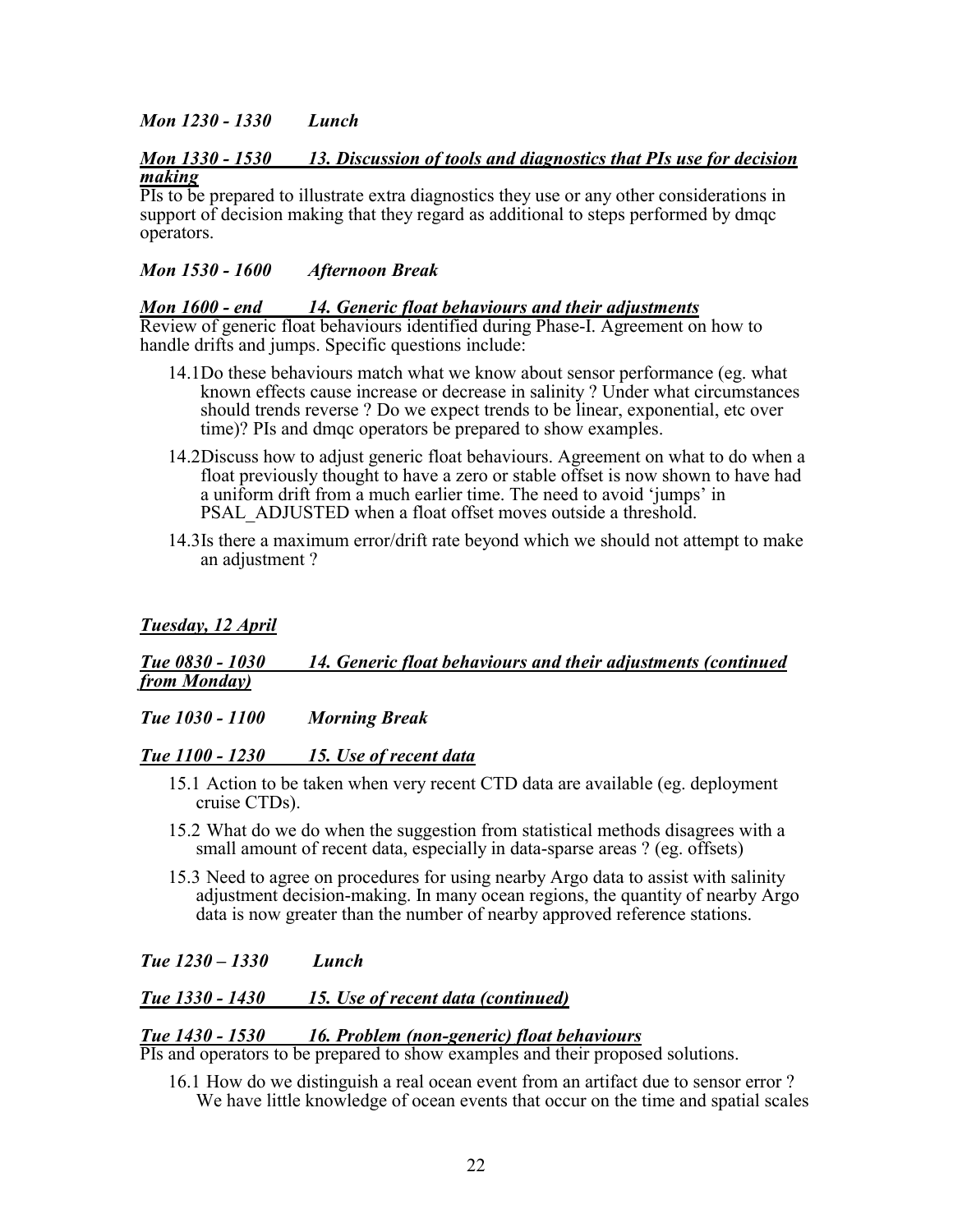***Mon 1230 - 1330 Lunch***

***<u>Mon 1330 - 1530 13. Discussion of tools and diagnostics that PIs use for decision making</u>***

PIs to be prepared to illustrate extra diagnostics they use or any other considerations in support of decision making that they regard as additional to steps performed by dmqc operators.

***Mon 1530 - 1600 Afternoon Break***

***<u>Mon 1600 - end 14. Generic float behaviours and their adjustments</u>***

Review of generic float behaviours identified during Phase-I. Agreement on how to handle drifts and jumps. Specific questions include:

14.1 Do these behaviours match what we know about sensor performance (eg. what known effects cause increase or decrease in salinity ? Under what circumstances should trends reverse ? Do we expect trends to be linear, exponential, etc over time)? PIs and dmqc operators be prepared to show examples.

14.2 Discuss how to adjust generic float behaviours. Agreement on what to do when a float previously thought to have a zero or stable offset is now shown to have had a uniform drift from a much earlier time. The need to avoid 'jumps' in PSAL_ADJUSTED when a float offset moves outside a threshold.

14.3 Is there a maximum error/drift rate beyond which we should not attempt to make an adjustment ?

***<u>Tuesday, 12 April</u>***

***<u>Tue 0830 - 1030 14. Generic float behaviours and their adjustments (continued from Monday)</u>***

***Tue 1030 - 1100 Morning Break***

***<u>Tue 1100 - 1230 15. Use of recent data</u>***

15.1 Action to be taken when very recent CTD data are available (eg. deployment cruise CTDs).

15.2 What do we do when the suggestion from statistical methods disagrees with a small amount of recent data, especially in data-sparse areas ? (eg. offsets)

15.3 Need to agree on procedures for using nearby Argo data to assist with salinity adjustment decision-making. In many ocean regions, the quantity of nearby Argo data is now greater than the number of nearby approved reference stations.

***Tue 1230 – 1330 Lunch***

***<u>Tue 1330 - 1430 15. Use of recent data (continued)</u>***

***<u>Tue 1430 - 1530 16. Problem (non-generic) float behaviours</u>***

PIs and operators to be prepared to show examples and their proposed solutions.

16.1 How do we distinguish a real ocean event from an artifact due to sensor error ? We have little knowledge of ocean events that occur on the time and spatial scales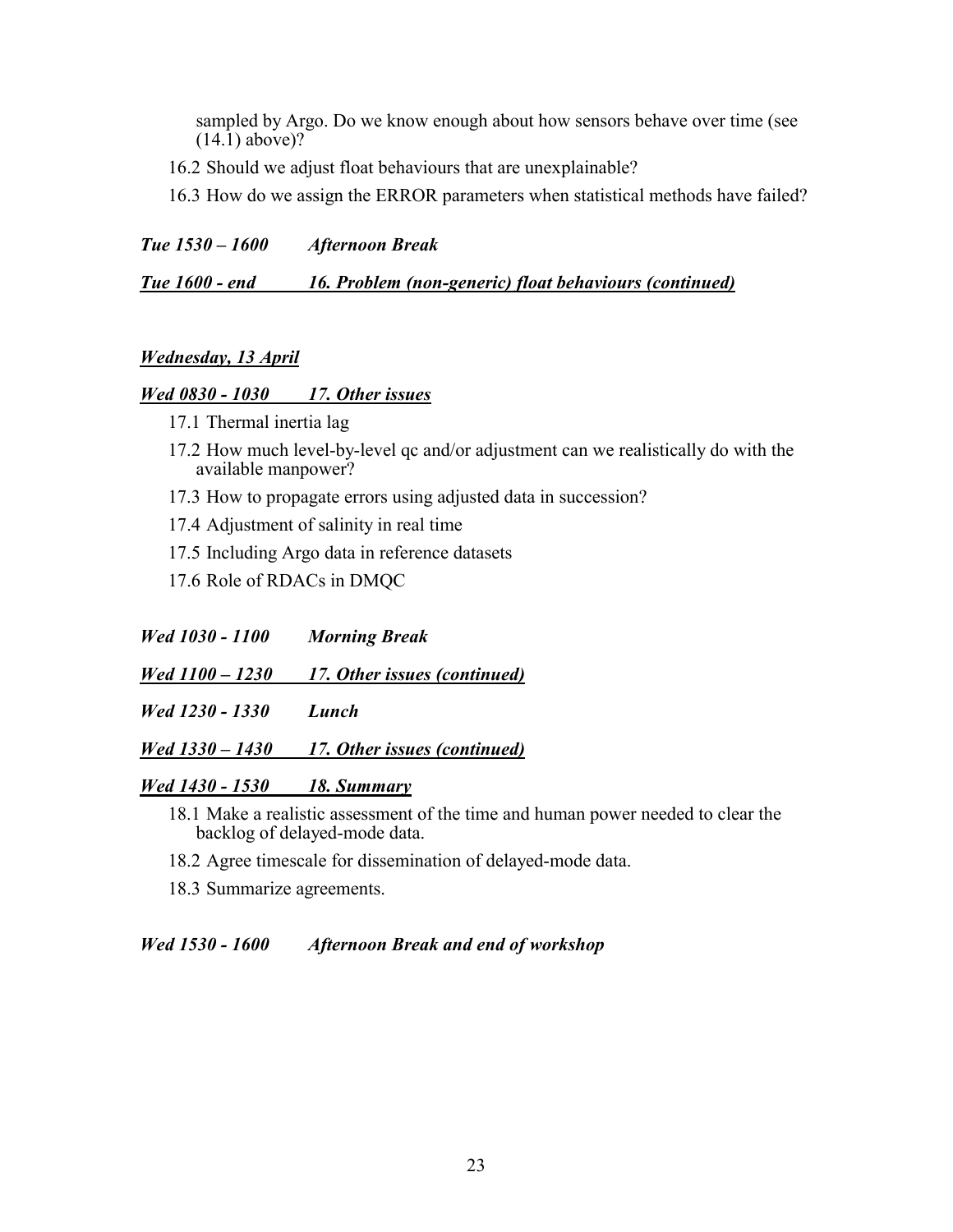sampled by Argo. Do we know enough about how sensors behave over time (see (14.1) above)?

16.2 Should we adjust float behaviours that are unexplainable?

16.3 How do we assign the ERROR parameters when statistical methods have failed?

***Tue 1530 – 1600 Afternoon Break***

***<u>Tue 1600 - end 16. Problem (non-generic) float behaviours (continued)</u>***

***<u>Wednesday, 13 April</u>***

***<u>Wed 0830 - 1030 17. Other issues</u>***

17.1 Thermal inertia lag

17.2 How much level-by-level qc and/or adjustment can we realistically do with the available manpower?

17.3 How to propagate errors using adjusted data in succession?

17.4 Adjustment of salinity in real time

17.5 Including Argo data in reference datasets

17.6 Role of RDACs in DMQC

***Wed 1030 - 1100 Morning Break***

***<u>Wed 1100 – 1230 17. Other issues (continued)</u>***

***Wed 1230 - 1330 Lunch***

***<u>Wed 1330 – 1430 17. Other issues (continued)</u>***

***<u>Wed 1430 - 1530 18. Summary</u>***

18.1 Make a realistic assessment of the time and human power needed to clear the backlog of delayed-mode data.

18.2 Agree timescale for dissemination of delayed-mode data.

18.3 Summarize agreements.

***Wed 1530 - 1600 Afternoon Break and end of workshop***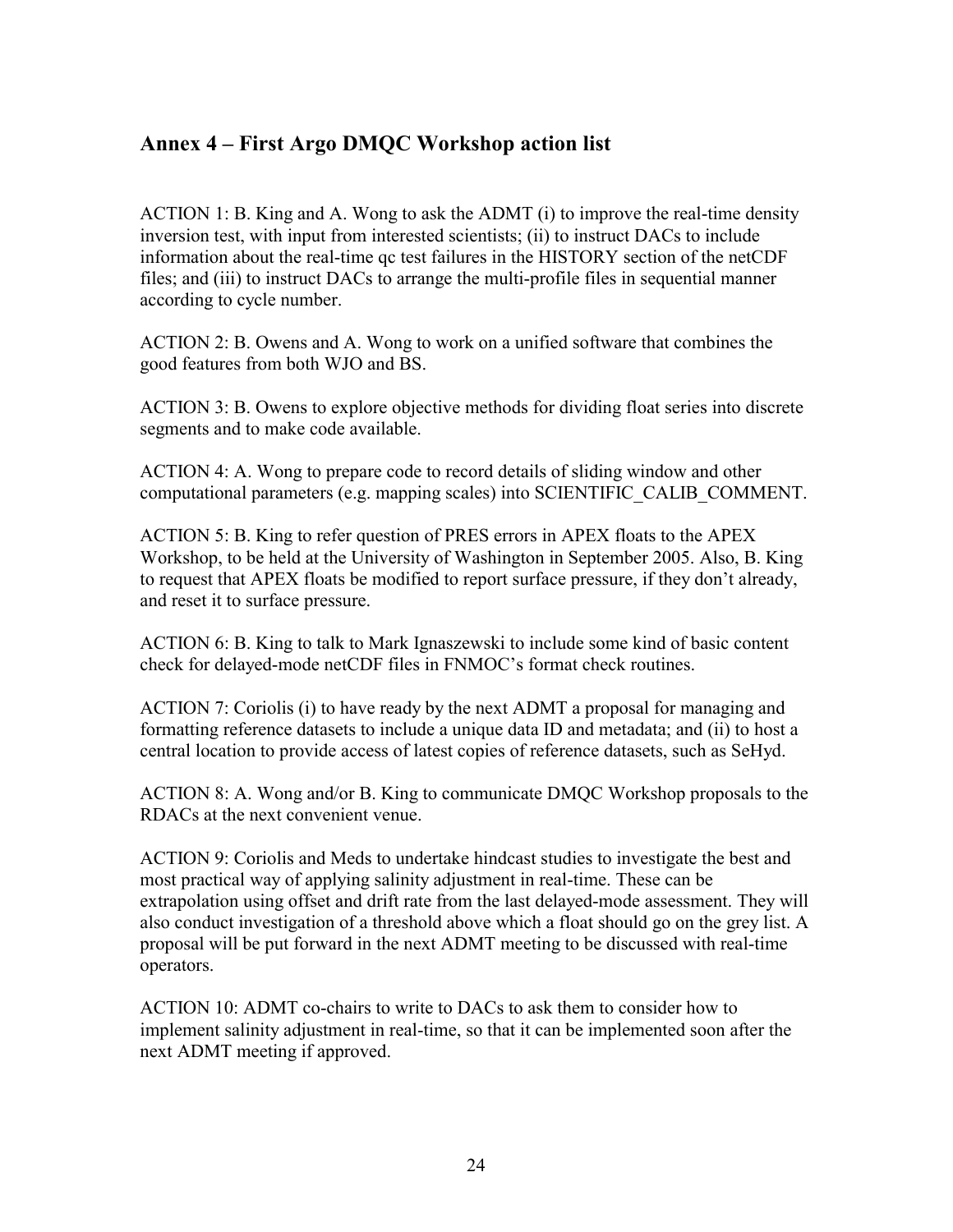## Annex 4 – First Argo DMQC Workshop action list

ACTION 1: B. King and A. Wong to ask the ADMT (i) to improve the real-time density inversion test, with input from interested scientists; (ii) to instruct DACs to include information about the real-time qc test failures in the HISTORY section of the netCDF files; and (iii) to instruct DACs to arrange the multi-profile files in sequential manner according to cycle number.

ACTION 2: B. Owens and A. Wong to work on a unified software that combines the good features from both WJO and BS.

ACTION 3: B. Owens to explore objective methods for dividing float series into discrete segments and to make code available.

ACTION 4: A. Wong to prepare code to record details of sliding window and other computational parameters (e.g. mapping scales) into SCIENTIFIC_CALIB_COMMENT.

ACTION 5: B. King to refer question of PRES errors in APEX floats to the APEX Workshop, to be held at the University of Washington in September 2005. Also, B. King to request that APEX floats be modified to report surface pressure, if they don't already, and reset it to surface pressure.

ACTION 6: B. King to talk to Mark Ignaszewski to include some kind of basic content check for delayed-mode netCDF files in FNMOC's format check routines.

ACTION 7: Coriolis (i) to have ready by the next ADMT a proposal for managing and formatting reference datasets to include a unique data ID and metadata; and (ii) to host a central location to provide access of latest copies of reference datasets, such as SeHyd.

ACTION 8: A. Wong and/or B. King to communicate DMQC Workshop proposals to the RDACs at the next convenient venue.

ACTION 9: Coriolis and Meds to undertake hindcast studies to investigate the best and most practical way of applying salinity adjustment in real-time. These can be extrapolation using offset and drift rate from the last delayed-mode assessment. They will also conduct investigation of a threshold above which a float should go on the grey list. A proposal will be put forward in the next ADMT meeting to be discussed with real-time operators.

ACTION 10: ADMT co-chairs to write to DACs to ask them to consider how to implement salinity adjustment in real-time, so that it can be implemented soon after the next ADMT meeting if approved.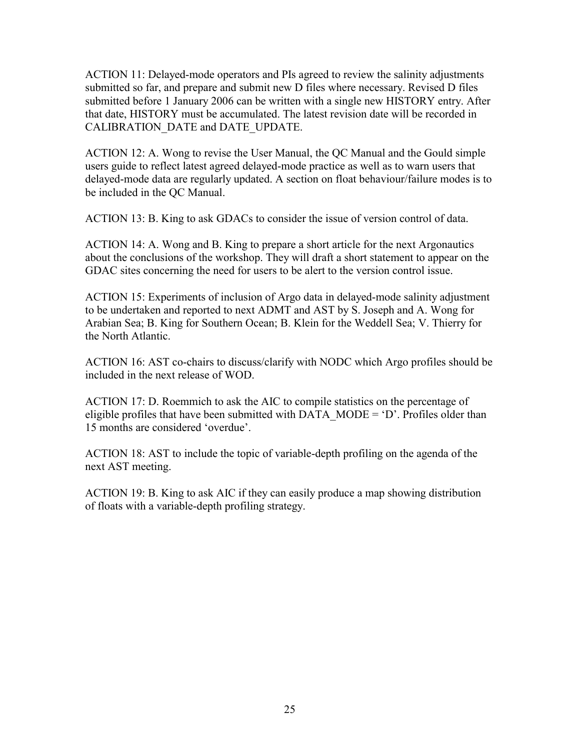ACTION 11: Delayed-mode operators and PIs agreed to review the salinity adjustments submitted so far, and prepare and submit new D files where necessary. Revised D files submitted before 1 January 2006 can be written with a single new HISTORY entry. After that date, HISTORY must be accumulated. The latest revision date will be recorded in CALIBRATION_DATE and DATE_UPDATE.

ACTION 12: A. Wong to revise the User Manual, the QC Manual and the Gould simple users guide to reflect latest agreed delayed-mode practice as well as to warn users that delayed-mode data are regularly updated. A section on float behaviour/failure modes is to be included in the QC Manual.

ACTION 13: B. King to ask GDACs to consider the issue of version control of data.

ACTION 14: A. Wong and B. King to prepare a short article for the next Argonautics about the conclusions of the workshop. They will draft a short statement to appear on the GDAC sites concerning the need for users to be alert to the version control issue.

ACTION 15: Experiments of inclusion of Argo data in delayed-mode salinity adjustment to be undertaken and reported to next ADMT and AST by S. Joseph and A. Wong for Arabian Sea; B. King for Southern Ocean; B. Klein for the Weddell Sea; V. Thierry for the North Atlantic.

ACTION 16: AST co-chairs to discuss/clarify with NODC which Argo profiles should be included in the next release of WOD.

ACTION 17: D. Roemmich to ask the AIC to compile statistics on the percentage of eligible profiles that have been submitted with DATA_MODE = 'D'. Profiles older than 15 months are considered 'overdue'.

ACTION 18: AST to include the topic of variable-depth profiling on the agenda of the next AST meeting.

ACTION 19: B. King to ask AIC if they can easily produce a map showing distribution of floats with a variable-depth profiling strategy.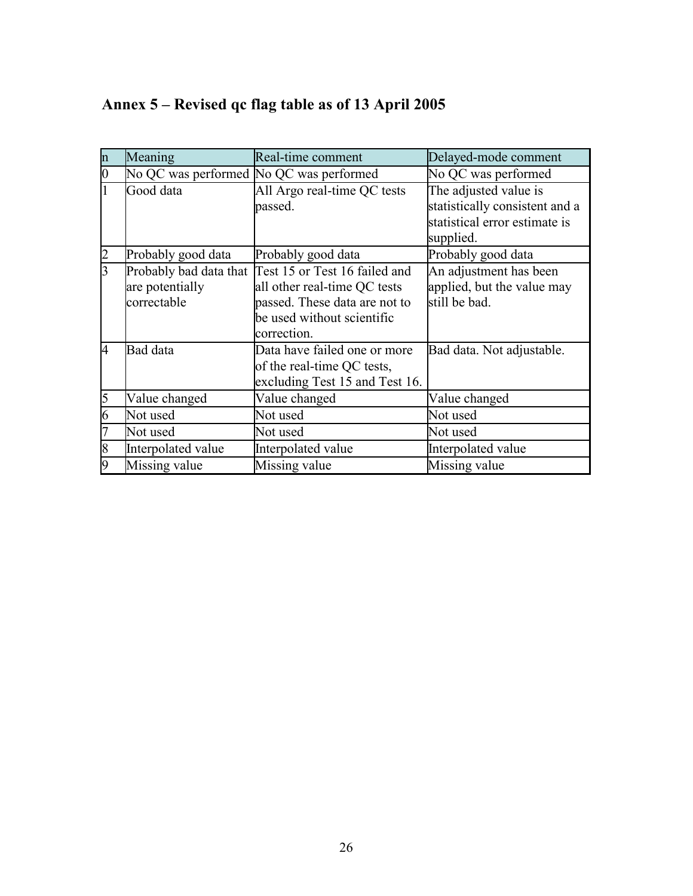# Annex 5 – Revised qc flag table as of 13 April 2005

| n | Meaning | Real-time comment | Delayed-mode comment |
|---|---|---|---|
| 0 | No QC was performed | No QC was performed | No QC was performed |
| 1 | Good data | All Argo real-time QC tests passed. | The adjusted value is statistically consistent and a statistical error estimate is supplied. |
| 2 | Probably good data | Probably good data | Probably good data |
| 3 | Probably bad data that are potentially correctable | Test 15 or Test 16 failed and all other real-time QC tests passed. These data are not to be used without scientific correction. | An adjustment has been applied, but the value may still be bad. |
| 4 | Bad data | Data have failed one or more of the real-time QC tests, excluding Test 15 and Test 16. | Bad data. Not adjustable. |
| 5 | Value changed | Value changed | Value changed |
| 6 | Not used | Not used | Not used |
| 7 | Not used | Not used | Not used |
| 8 | Interpolated value | Interpolated value | Interpolated value |
| 9 | Missing value | Missing value | Missing value |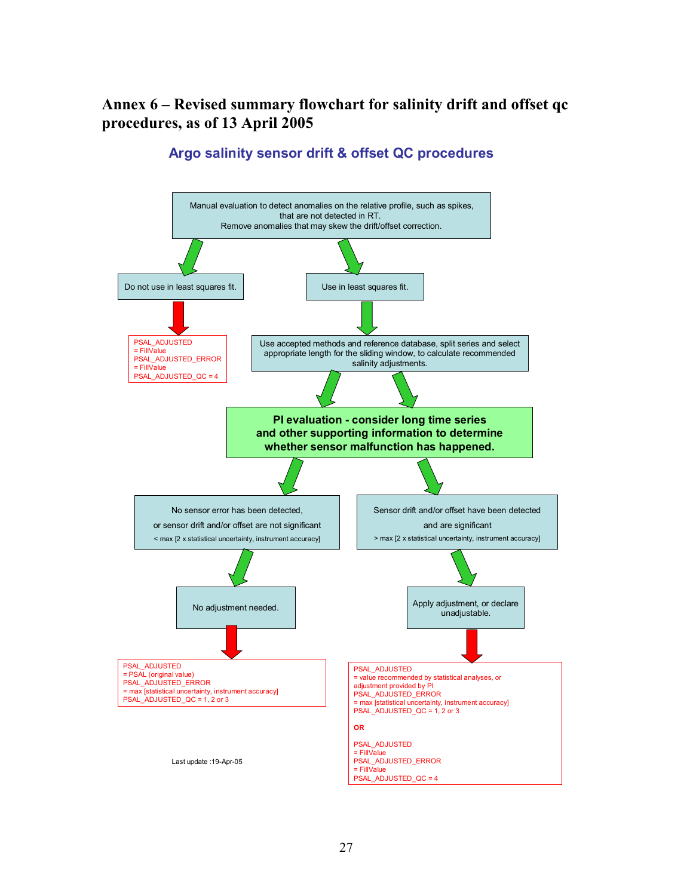# Annex 6 – Revised summary flowchart for salinity drift and offset qc procedures, as of 13 April 2005

## Argo salinity sensor drift & offset QC procedures

Manual evaluation to detect anomalies on the relative profile, such as spikes, that are not detected in RT.
Remove anomalies that may skew the drift/offset correction.

Do not use in least squares fit.

PSAL_ADJUSTED
= FillValue
PSAL_ADJUSTED_ERROR
= FillValue
PSAL_ADJUSTED_QC = 4

Use in least squares fit.

Use accepted methods and reference database, split series and select appropriate length for the sliding window, to calculate recommended salinity adjustments.

**PI evaluation - consider long time series and other supporting information to determine whether sensor malfunction has happened.**

No sensor error has been detected,
or sensor drift and/or offset are not significant
< max [2 x statistical uncertainty, instrument accuracy]

No adjustment needed.

PSAL_ADJUSTED
= PSAL (original value)
PSAL_ADJUSTED_ERROR
= max [statistical uncertainty, instrument accuracy]
PSAL_ADJUSTED_QC = 1, 2 or 3

Sensor drift and/or offset have been detected
and are significant
> max [2 x statistical uncertainty, instrument accuracy]

Apply adjustment, or declare unadjustable.

PSAL_ADJUSTED
= value recommended by statistical analyses, or adjustment provided by PI
PSAL_ADJUSTED_ERROR
= max [statistical uncertainty, instrument accuracy]
PSAL_ADJUSTED_QC = 1, 2 or 3

**OR**

PSAL_ADJUSTED
= FillValue
PSAL_ADJUSTED_ERROR
= FillValue
PSAL_ADJUSTED_QC = 4

Last update :19-Apr-05